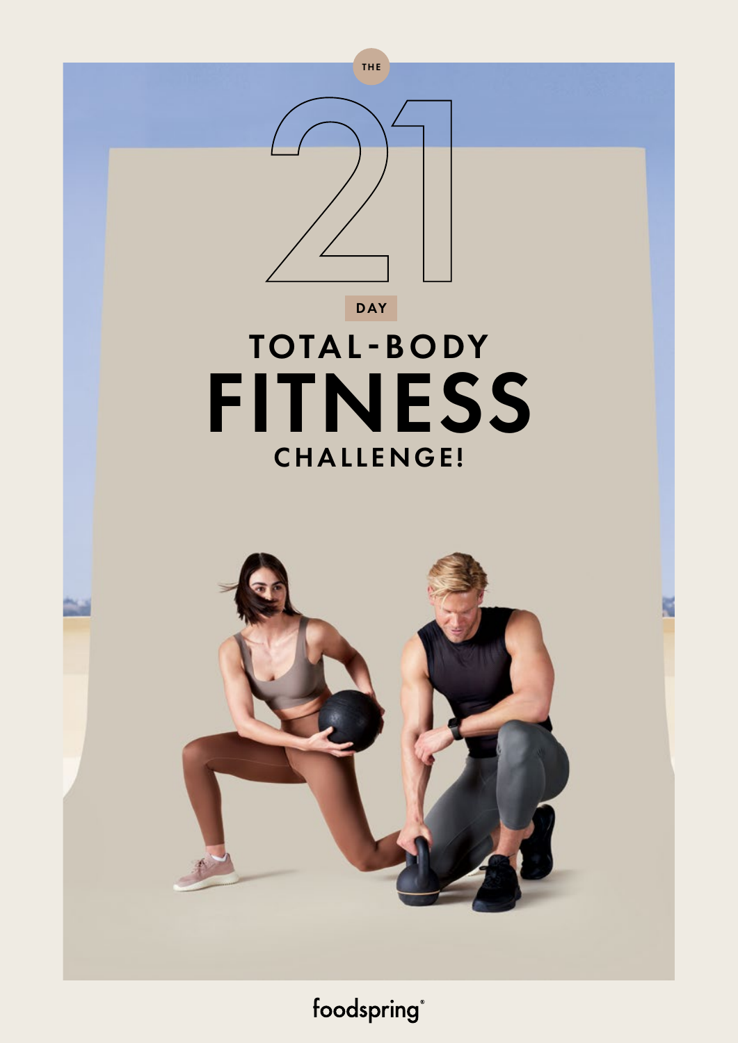THE

# 21

DAY

# TOTAL-BODY FITNESS CHALLENGE!

foodspring®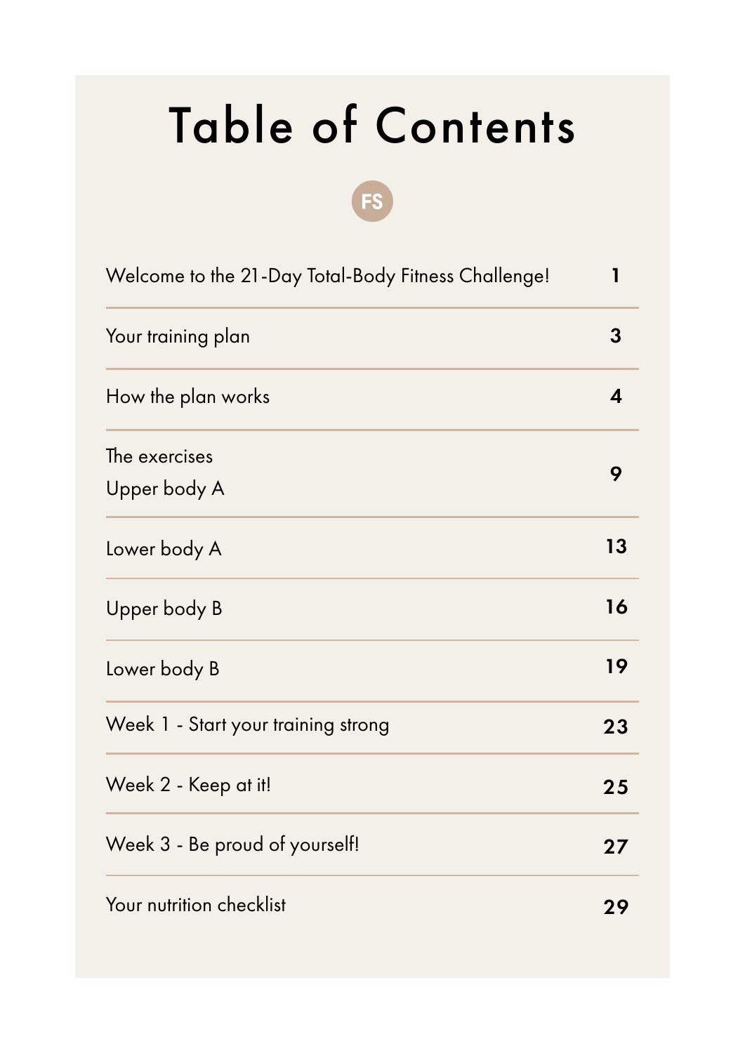# Table of Contents

FS

| | |
|---|---|
| Welcome to the 21-Day Total-Body Fitness Challenge! | 1 |
| Your training plan | 3 |
| How the plan works | 4 |
| The exercises<br>Upper body A | 9 |
| Lower body A | 13 |
| Upper body B | 16 |
| Lower body B | 19 |
| Week 1 - Start your training strong | 23 |
| Week 2 - Keep at it! | 25 |
| Week 3 - Be proud of yourself! | 27 |
| Your nutrition checklist | 29 |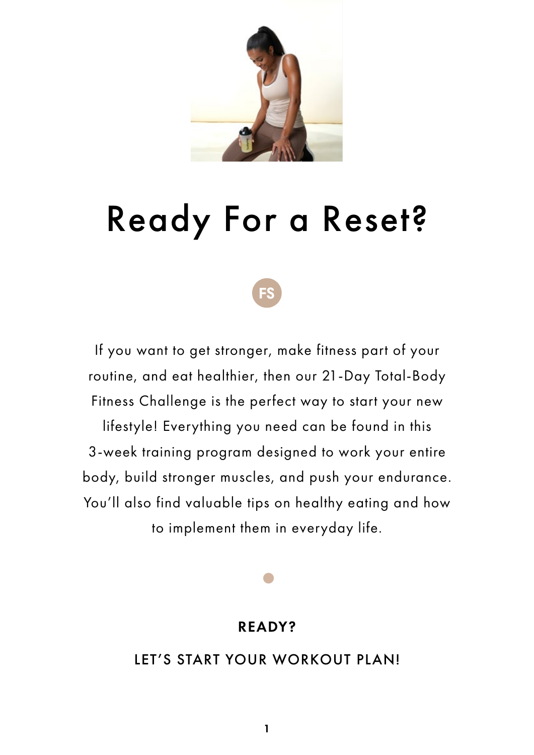# Ready For a Reset?

FS

If you want to get stronger, make fitness part of your routine, and eat healthier, then our 21-Day Total-Body Fitness Challenge is the perfect way to start your new lifestyle! Everything you need can be found in this 3-week training program designed to work your entire body, build stronger muscles, and push your endurance. You'll also find valuable tips on healthy eating and how to implement them in everyday life.

**READY?**

LET'S START YOUR WORKOUT PLAN!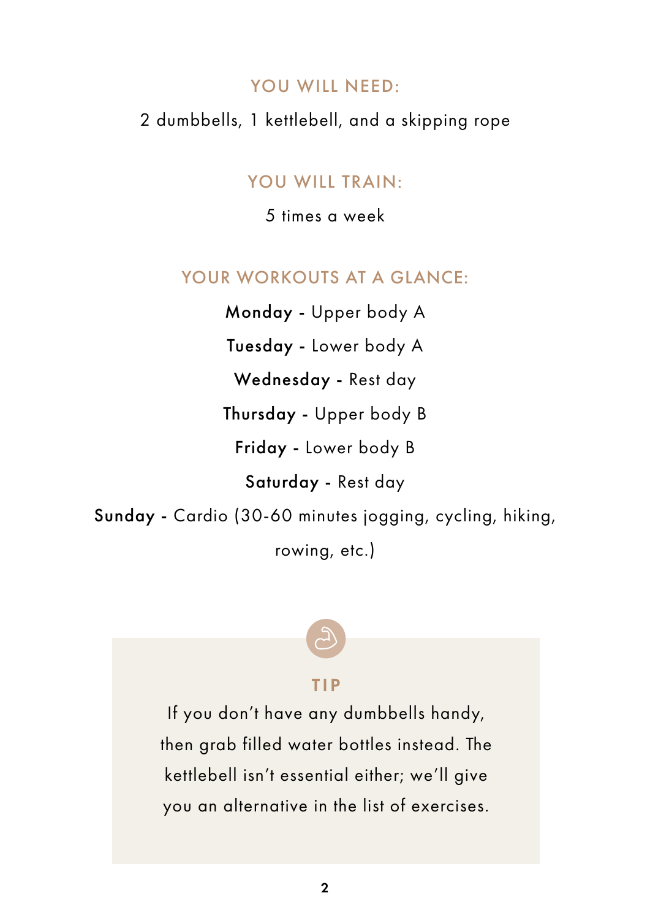## YOU WILL NEED:

2 dumbbells, 1 kettlebell, and a skipping rope

## YOU WILL TRAIN:

5 times a week

## YOUR WORKOUTS AT A GLANCE:

**Monday** - Upper body A

**Tuesday** - Lower body A

**Wednesday** - Rest day

**Thursday** - Upper body B

**Friday** - Lower body B

**Saturday** - Rest day

**Sunday** - Cardio (30-60 minutes jogging, cycling, hiking, rowing, etc.)

### TIP

If you don't have any dumbbells handy, then grab filled water bottles instead. The kettlebell isn't essential either; we'll give you an alternative in the list of exercises.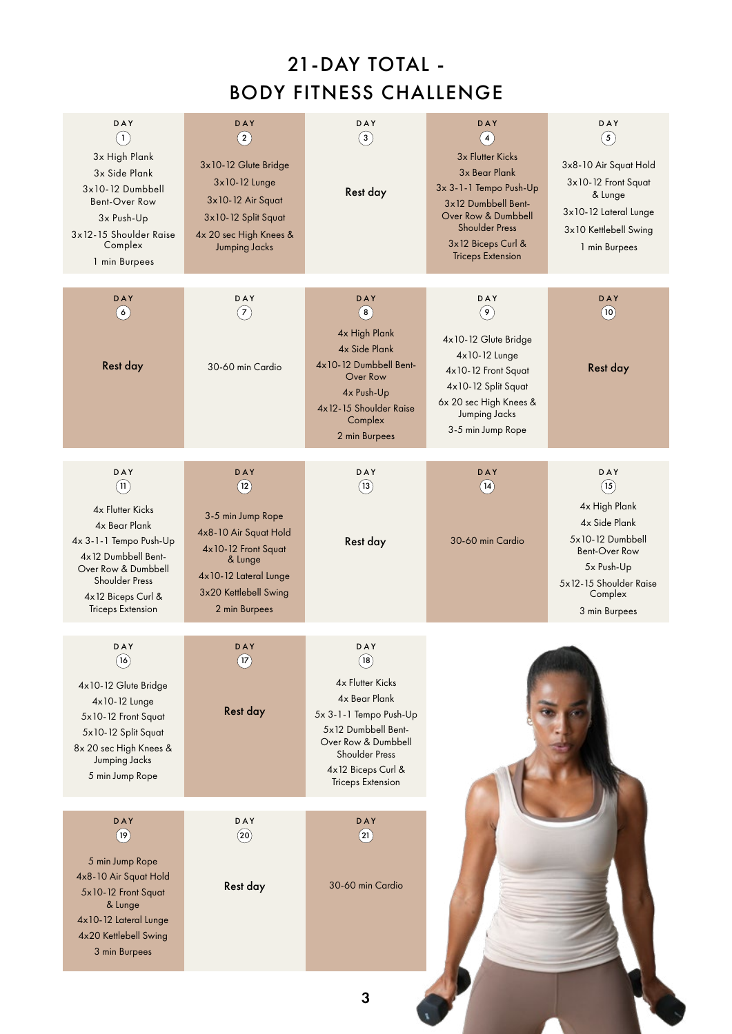# 21-DAY TOTAL - BODY FITNESS CHALLENGE

| DAY 1 | DAY 2 | DAY 3 | DAY 4 | DAY 5 |
|---|---|---|---|---|
| 3x High Plank<br>3x Side Plank<br>3x10-12 Dumbbell Bent-Over Row<br>3x Push-Up<br>3x12-15 Shoulder Raise Complex<br>1 min Burpees | 3x10-12 Glute Bridge<br>3x10-12 Lunge<br>3x10-12 Air Squat<br>3x10-12 Split Squat<br>4x 20 sec High Knees & Jumping Jacks | Rest day | 3x Flutter Kicks<br>3x Bear Plank<br>3x 3-1-1 Tempo Push-Up<br>3x12 Dumbbell Bent-Over Row & Dumbbell Shoulder Press<br>3x12 Biceps Curl & Triceps Extension | 3x8-10 Air Squat Hold<br>3x10-12 Front Squat & Lunge<br>3x10-12 Lateral Lunge<br>3x10 Kettlebell Swing<br>1 min Burpees |

| DAY 6 | DAY 7 | DAY 8 | DAY 9 | DAY 10 |
|---|---|---|---|---|
| Rest day | 30-60 min Cardio | 4x High Plank<br>4x Side Plank<br>4x10-12 Dumbbell Bent-Over Row<br>4x Push-Up<br>4x12-15 Shoulder Raise Complex<br>2 min Burpees | 4x10-12 Glute Bridge<br>4x10-12 Lunge<br>4x10-12 Front Squat<br>4x10-12 Split Squat<br>6x 20 sec High Knees & Jumping Jacks<br>3-5 min Jump Rope | Rest day |

| DAY 11 | DAY 12 | DAY 13 | DAY 14 | DAY 15 |
|---|---|---|---|---|
| 4x Flutter Kicks<br>4x Bear Plank<br>4x 3-1-1 Tempo Push-Up<br>4x12 Dumbbell Bent-Over Row & Dumbbell Shoulder Press<br>4x12 Biceps Curl & Triceps Extension | 3-5 min Jump Rope<br>4x8-10 Air Squat Hold<br>4x10-12 Front Squat & Lunge<br>4x10-12 Lateral Lunge<br>3x20 Kettlebell Swing<br>2 min Burpees | Rest day | 30-60 min Cardio | 4x High Plank<br>4x Side Plank<br>5x10-12 Dumbbell Bent-Over Row<br>5x Push-Up<br>5x12-15 Shoulder Raise Complex<br>3 min Burpees |

| DAY 16 | DAY 17 | DAY 18 |
|---|---|---|
| 4x10-12 Glute Bridge<br>4x10-12 Lunge<br>5x10-12 Front Squat<br>5x10-12 Split Squat<br>8x 20 sec High Knees & Jumping Jacks<br>5 min Jump Rope | Rest day | 4x Flutter Kicks<br>4x Bear Plank<br>5x 3-1-1 Tempo Push-Up<br>5x12 Dumbbell Bent-Over Row & Dumbbell Shoulder Press<br>4x12 Biceps Curl & Triceps Extension |

| DAY 19 | DAY 20 | DAY 21 |
|---|---|---|
| 5 min Jump Rope<br>4x8-10 Air Squat Hold<br>5x10-12 Front Squat & Lunge<br>4x10-12 Lateral Lunge<br>4x20 Kettlebell Swing<br>3 min Burpees | Rest day | 30-60 min Cardio |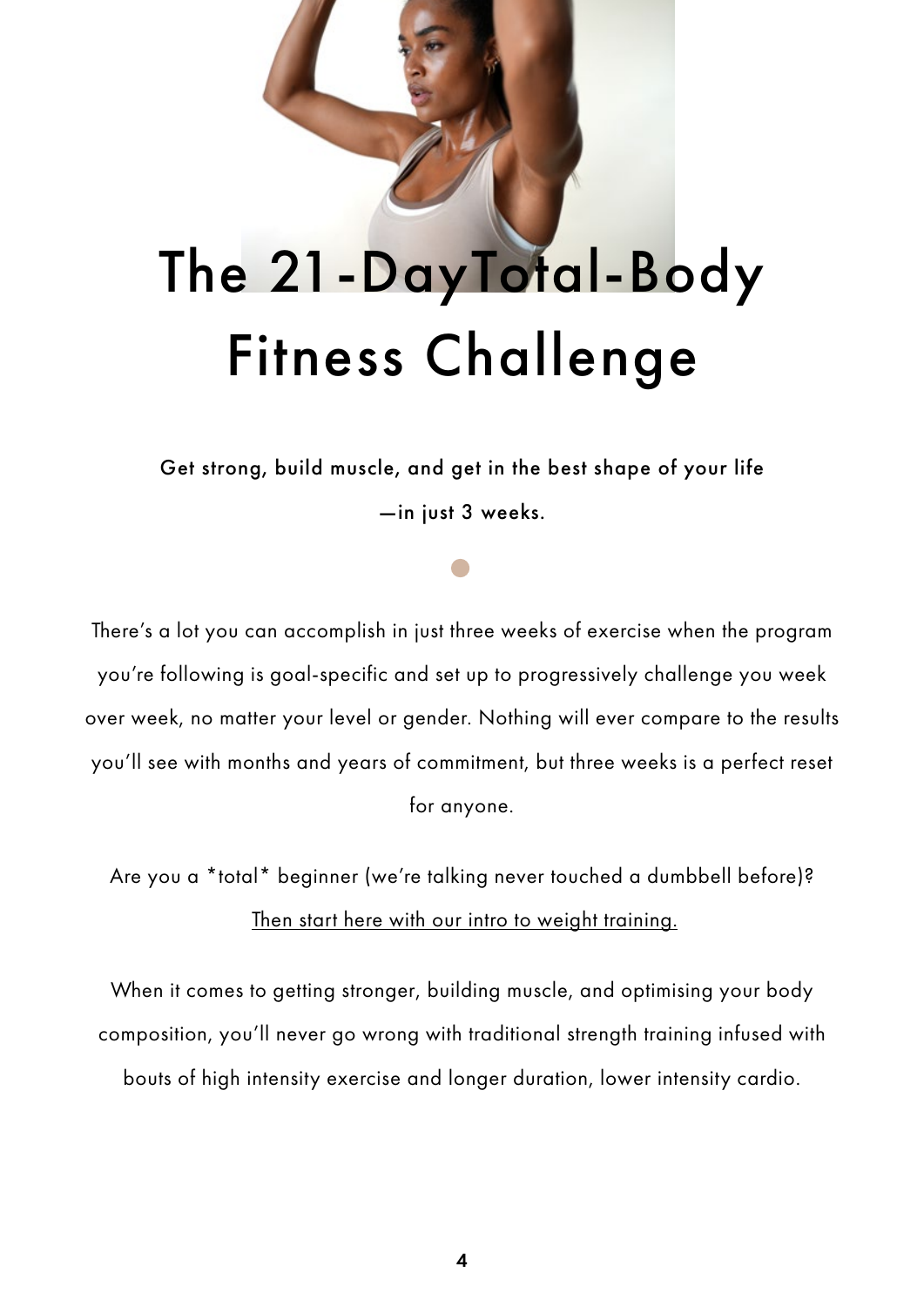# The 21-DayTotal-Body Fitness Challenge

**Get strong, build muscle, and get in the best shape of your life —in just 3 weeks.**

There's a lot you can accomplish in just three weeks of exercise when the program you're following is goal-specific and set up to progressively challenge you week over week, no matter your level or gender. Nothing will ever compare to the results you'll see with months and years of commitment, but three weeks is a perfect reset for anyone.

Are you a *total* beginner (we're talking never touched a dumbbell before)? Then start here with our intro to weight training.

When it comes to getting stronger, building muscle, and optimising your body composition, you'll never go wrong with traditional strength training infused with bouts of high intensity exercise and longer duration, lower intensity cardio.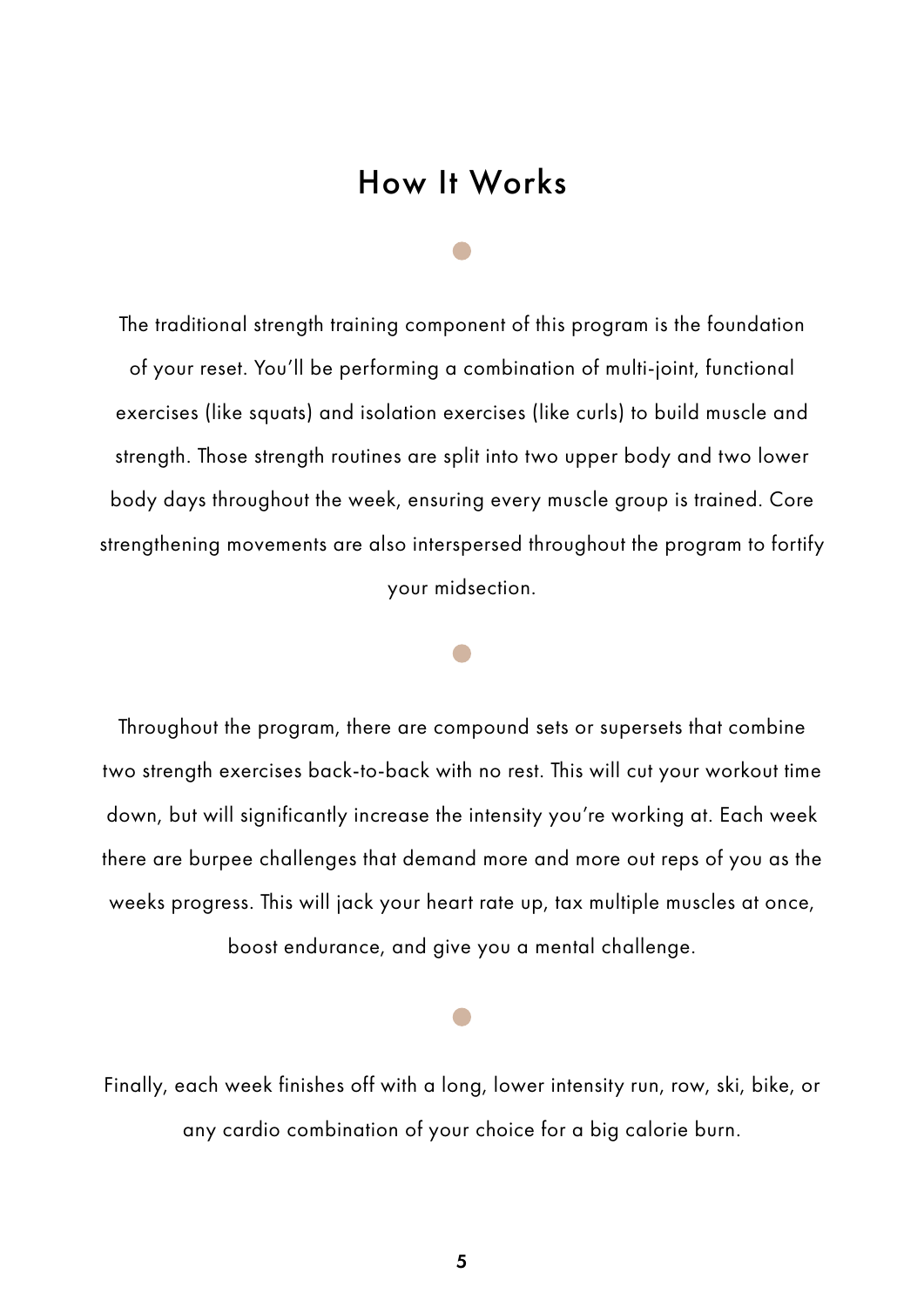# How It Works

The traditional strength training component of this program is the foundation of your reset. You'll be performing a combination of multi-joint, functional exercises (like squats) and isolation exercises (like curls) to build muscle and strength. Those strength routines are split into two upper body and two lower body days throughout the week, ensuring every muscle group is trained. Core strengthening movements are also interspersed throughout the program to fortify your midsection.

Throughout the program, there are compound sets or supersets that combine two strength exercises back-to-back with no rest. This will cut your workout time down, but will significantly increase the intensity you're working at. Each week there are burpee challenges that demand more and more out reps of you as the weeks progress. This will jack your heart rate up, tax multiple muscles at once, boost endurance, and give you a mental challenge.

Finally, each week finishes off with a long, lower intensity run, row, ski, bike, or any cardio combination of your choice for a big calorie burn.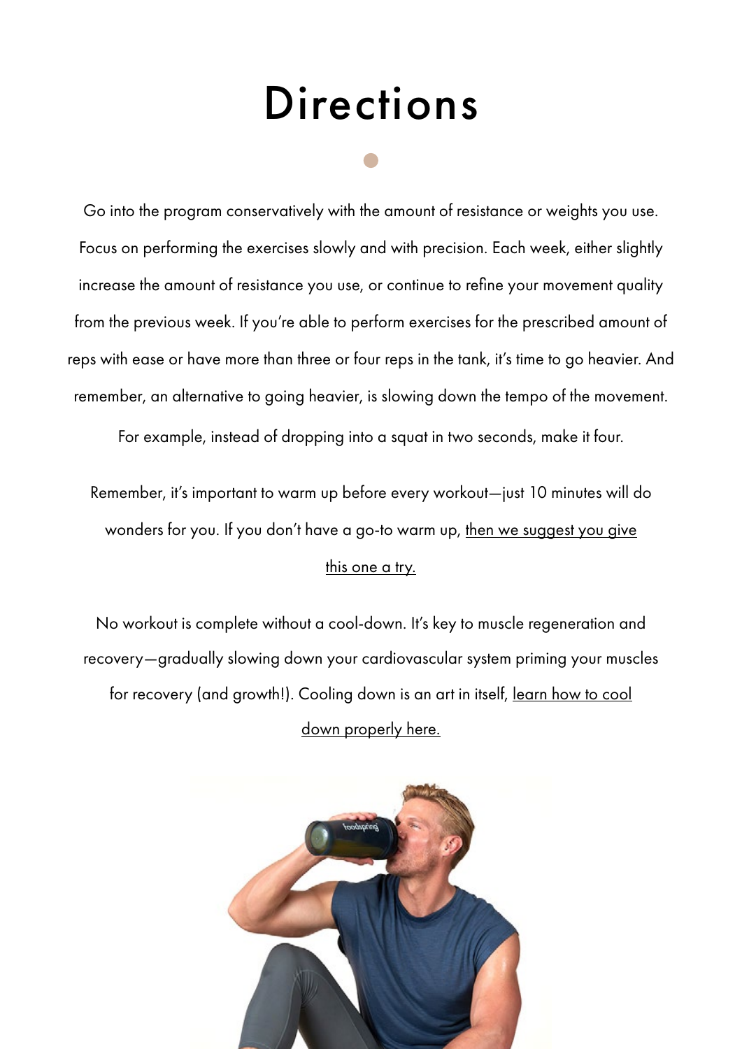# Directions

Go into the program conservatively with the amount of resistance or weights you use. Focus on performing the exercises slowly and with precision. Each week, either slightly increase the amount of resistance you use, or continue to refine your movement quality from the previous week. If you're able to perform exercises for the prescribed amount of reps with ease or have more than three or four reps in the tank, it's time to go heavier. And remember, an alternative to going heavier, is slowing down the tempo of the movement. For example, instead of dropping into a squat in two seconds, make it four.

Remember, it's important to warm up before every workout—just 10 minutes will do wonders for you. If you don't have a go-to warm up, then we suggest you give this one a try.

No workout is complete without a cool-down. It's key to muscle regeneration and recovery—gradually slowing down your cardiovascular system priming your muscles for recovery (and growth!). Cooling down is an art in itself, learn how to cool down properly here.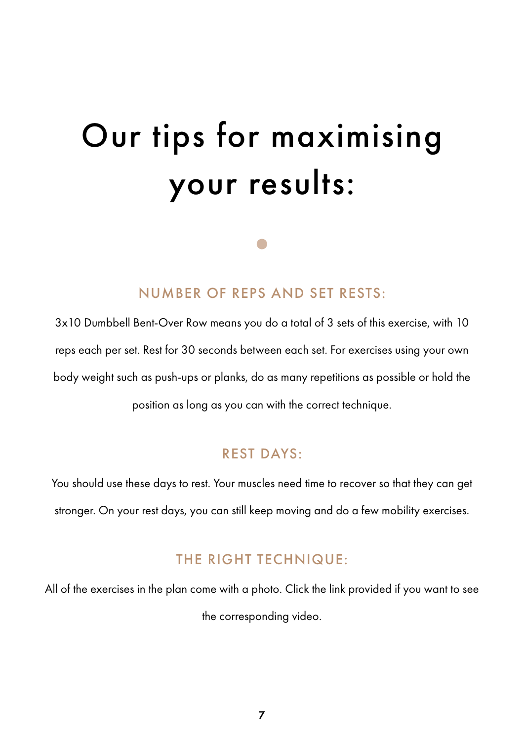# Our tips for maximising your results:

## NUMBER OF REPS AND SET RESTS:

3x10 Dumbbell Bent-Over Row means you do a total of 3 sets of this exercise, with 10 reps each per set. Rest for 30 seconds between each set. For exercises using your own body weight such as push-ups or planks, do as many repetitions as possible or hold the position as long as you can with the correct technique.

## REST DAYS:

You should use these days to rest. Your muscles need time to recover so that they can get stronger. On your rest days, you can still keep moving and do a few mobility exercises.

## THE RIGHT TECHNIQUE:

All of the exercises in the plan come with a photo. Click the link provided if you want to see the corresponding video.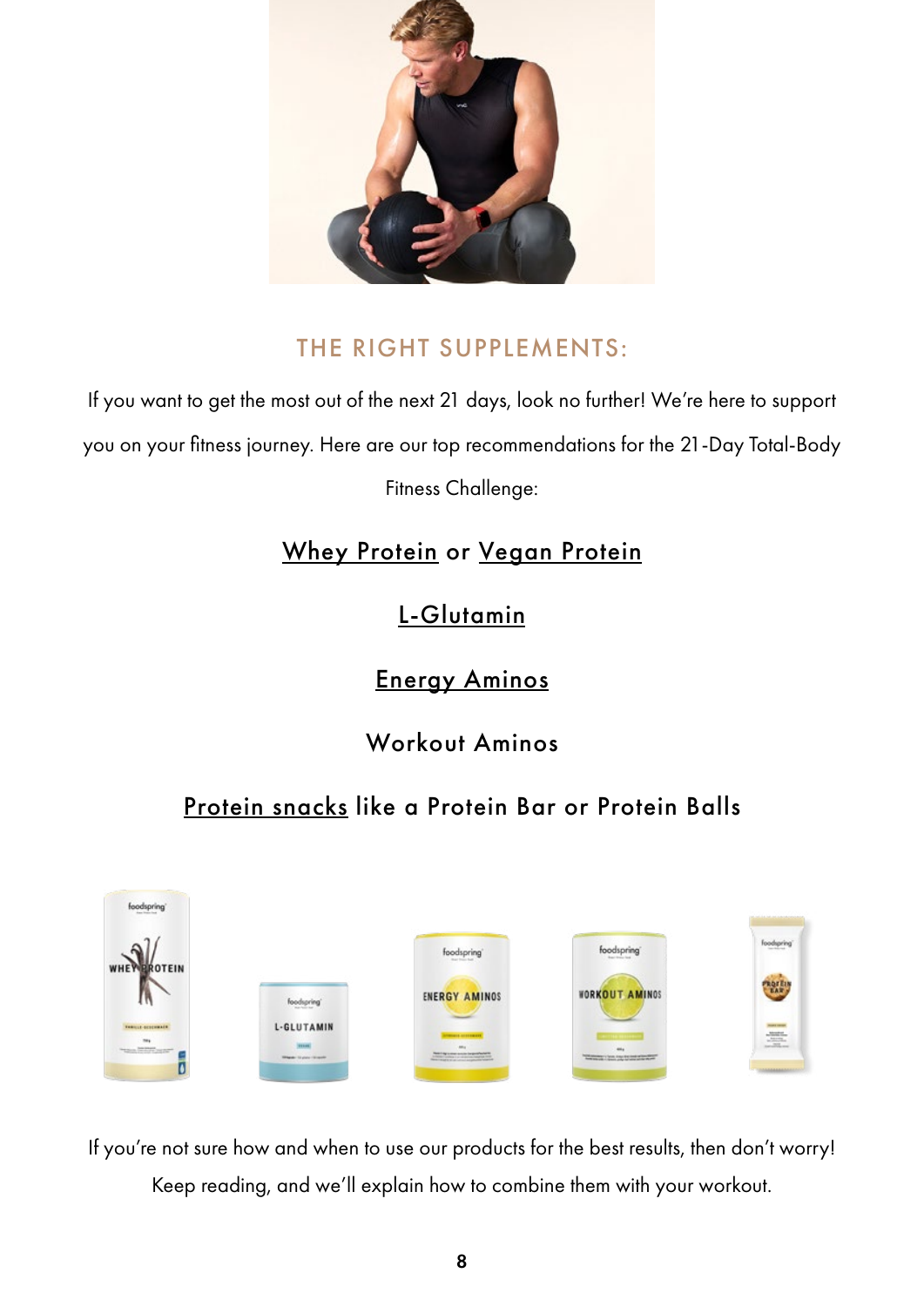## THE RIGHT SUPPLEMENTS:

If you want to get the most out of the next 21 days, look no further! We're here to support you on your fitness journey. Here are our top recommendations for the 21-Day Total-Body Fitness Challenge:

Whey Protein or Vegan Protein

L-Glutamin

Energy Aminos

Workout Aminos

Protein snacks like a Protein Bar or Protein Balls

If you're not sure how and when to use our products for the best results, then don't worry! Keep reading, and we'll explain how to combine them with your workout.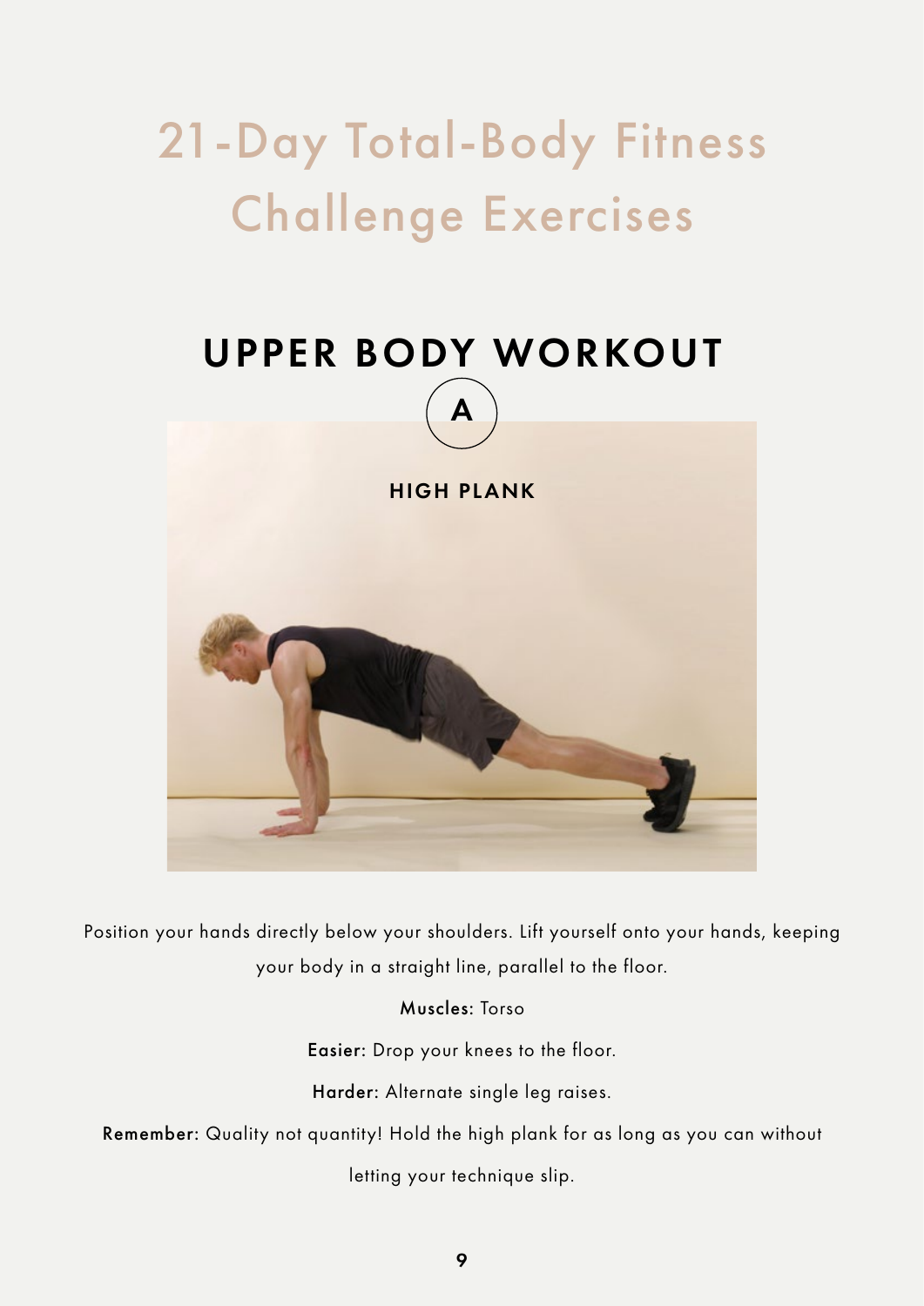# 21-Day Total-Body Fitness Challenge Exercises

## UPPER BODY WORKOUT

A

### HIGH PLANK

Position your hands directly below your shoulders. Lift yourself onto your hands, keeping your body in a straight line, parallel to the floor.

**Muscles:** Torso

**Easier:** Drop your knees to the floor.

**Harder:** Alternate single leg raises.

**Remember:** Quality not quantity! Hold the high plank for as long as you can without letting your technique slip.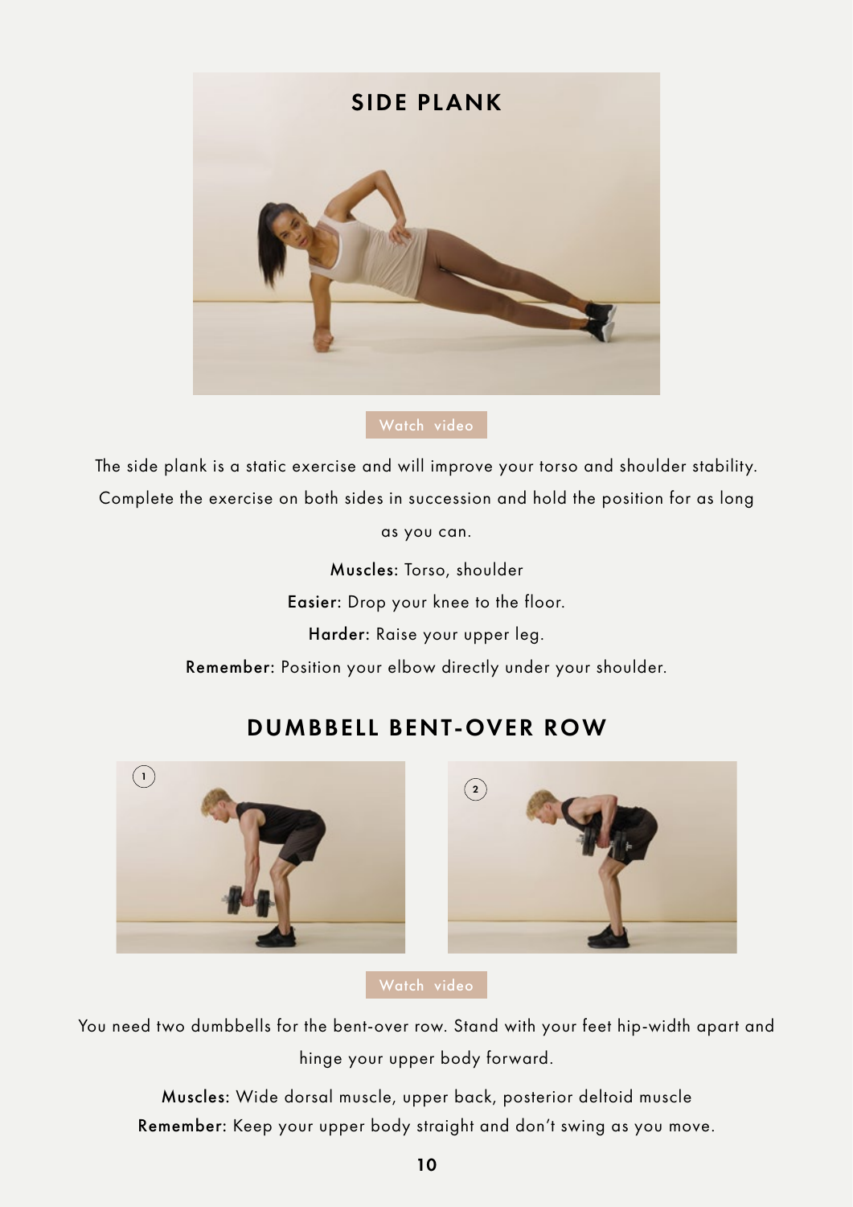## SIDE PLANK

Watch video

The side plank is a static exercise and will improve your torso and shoulder stability. Complete the exercise on both sides in succession and hold the position for as long as you can.

**Muscles:** Torso, shoulder

**Easier:** Drop your knee to the floor.

**Harder:** Raise your upper leg.

**Remember:** Position your elbow directly under your shoulder.

## DUMBBELL BENT-OVER ROW

1

2

Watch video

You need two dumbbells for the bent-over row. Stand with your feet hip-width apart and hinge your upper body forward.

**Muscles:** Wide dorsal muscle, upper back, posterior deltoid muscle

**Remember:** Keep your upper body straight and don't swing as you move.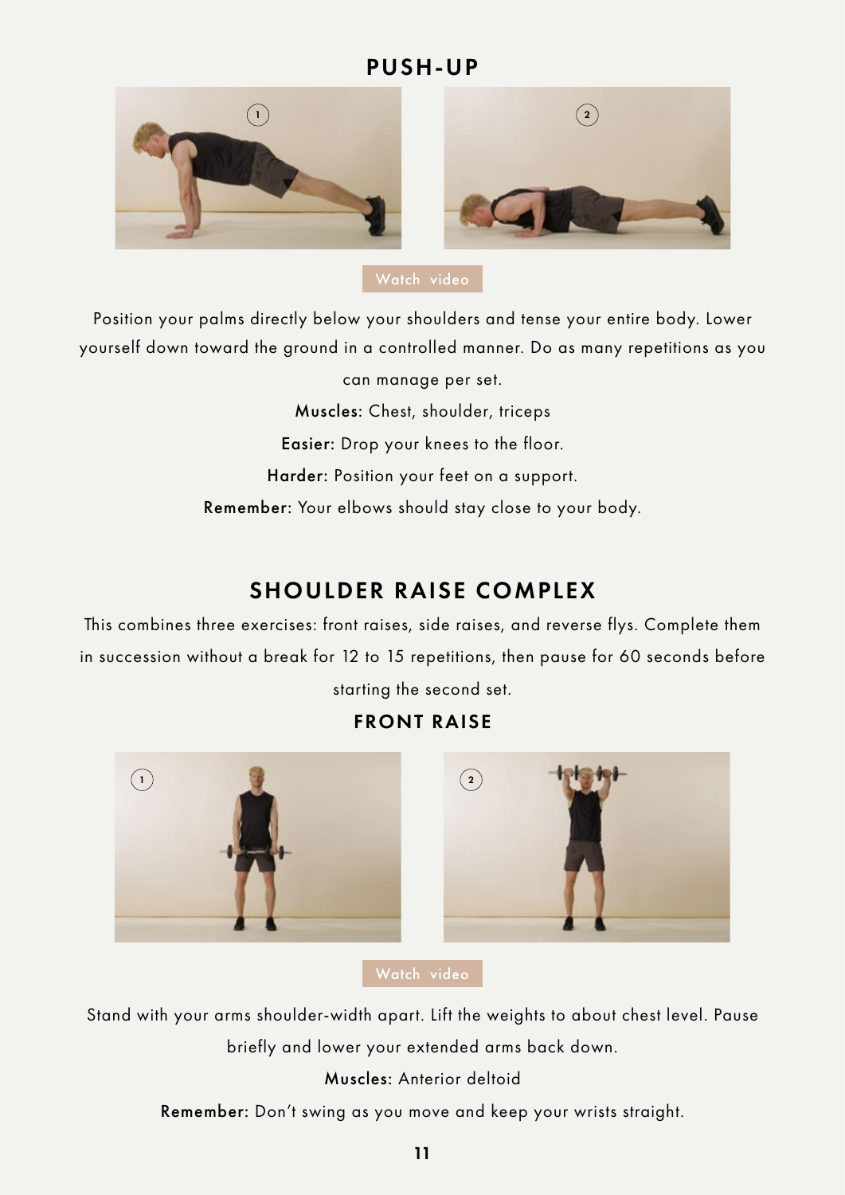## PUSH-UP

Watch video

Position your palms directly below your shoulders and tense your entire body. Lower yourself down toward the ground in a controlled manner. Do as many repetitions as you can manage per set.

**Muscles:** Chest, shoulder, triceps

**Easier:** Drop your knees to the floor.

**Harder:** Position your feet on a support.

**Remember:** Your elbows should stay close to your body.

## SHOULDER RAISE COMPLEX

This combines three exercises: front raises, side raises, and reverse flys. Complete them in succession without a break for 12 to 15 repetitions, then pause for 60 seconds before starting the second set.

### FRONT RAISE

Watch video

Stand with your arms shoulder-width apart. Lift the weights to about chest level. Pause briefly and lower your extended arms back down.

**Muscles:** Anterior deltoid

**Remember:** Don't swing as you move and keep your wrists straight.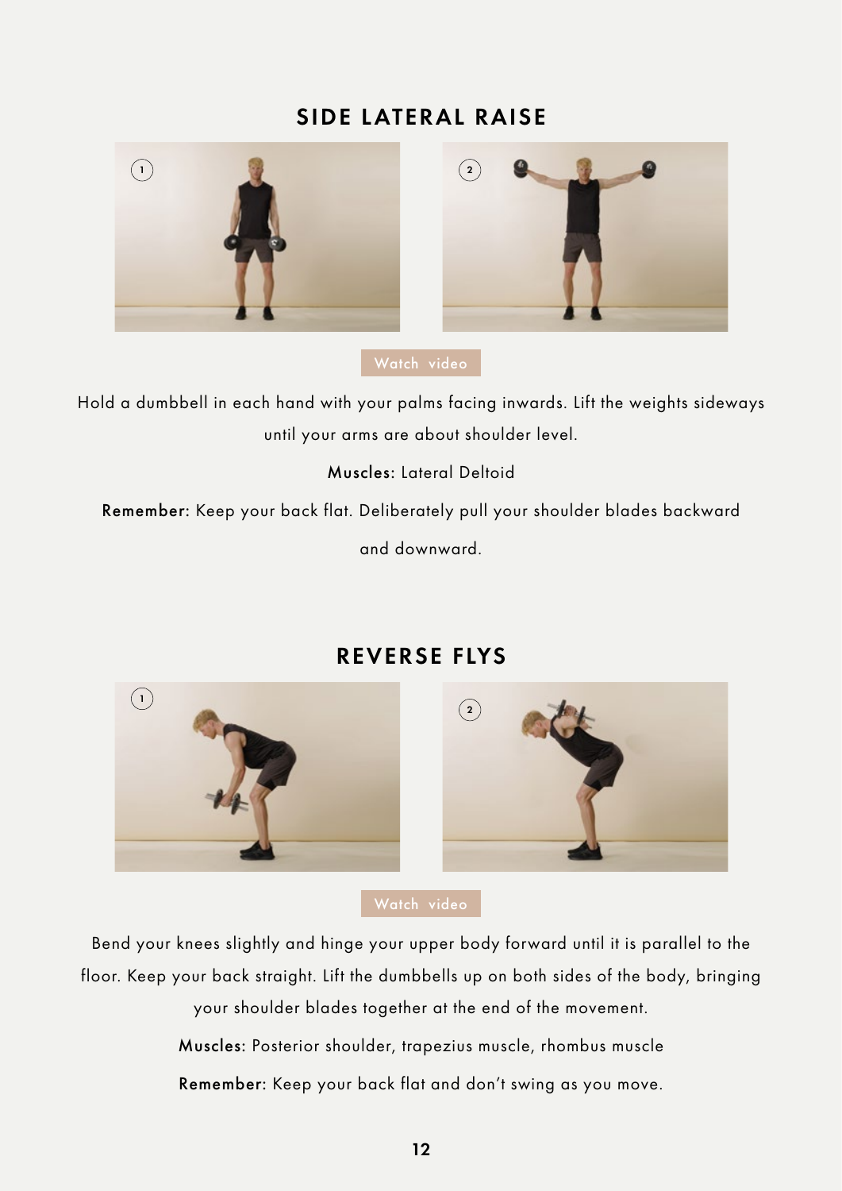## SIDE LATERAL RAISE

Watch video

Hold a dumbbell in each hand with your palms facing inwards. Lift the weights sideways until your arms are about shoulder level.

**Muscles:** Lateral Deltoid

**Remember:** Keep your back flat. Deliberately pull your shoulder blades backward and downward.

## REVERSE FLYS

Watch video

Bend your knees slightly and hinge your upper body forward until it is parallel to the floor. Keep your back straight. Lift the dumbbells up on both sides of the body, bringing your shoulder blades together at the end of the movement.

**Muscles:** Posterior shoulder, trapezius muscle, rhombus muscle

**Remember:** Keep your back flat and don't swing as you move.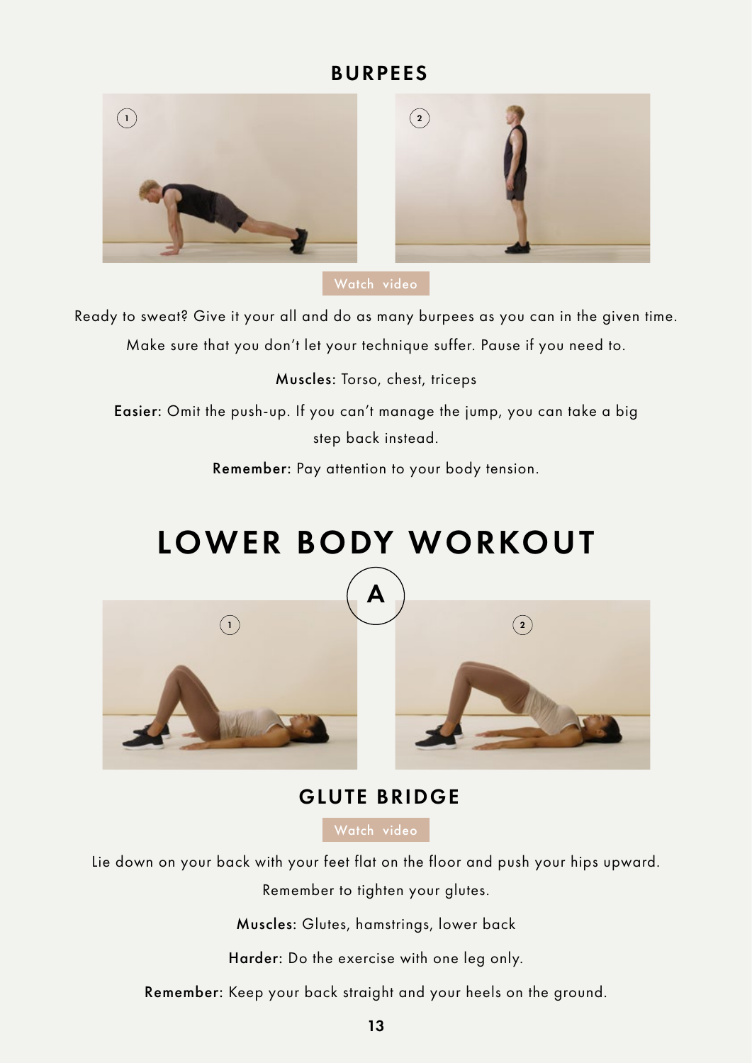## BURPEES

Watch video

Ready to sweat? Give it your all and do as many burpees as you can in the given time. Make sure that you don't let your technique suffer. Pause if you need to.

**Muscles:** Torso, chest, triceps

**Easier:** Omit the push-up. If you can't manage the jump, you can take a big step back instead.

**Remember:** Pay attention to your body tension.

# LOWER BODY WORKOUT

A

## GLUTE BRIDGE

Watch video

Lie down on your back with your feet flat on the floor and push your hips upward. Remember to tighten your glutes.

**Muscles:** Glutes, hamstrings, lower back

**Harder:** Do the exercise with one leg only.

**Remember:** Keep your back straight and your heels on the ground.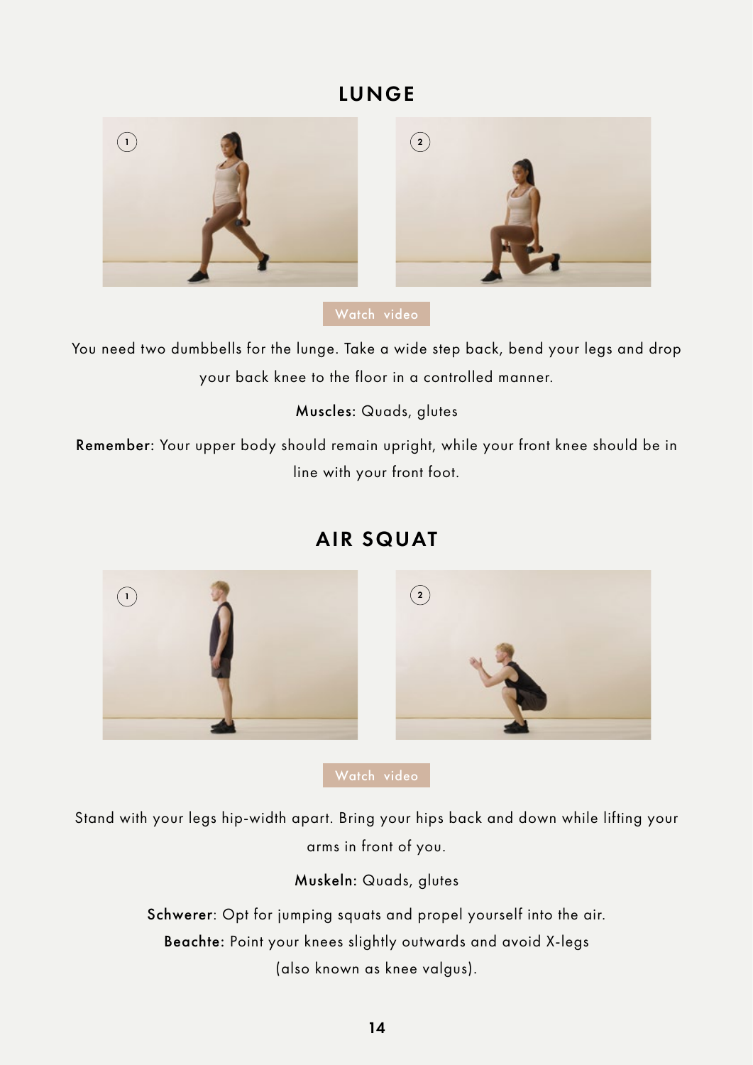## LUNGE

Watch video

You need two dumbbells for the lunge. Take a wide step back, bend your legs and drop your back knee to the floor in a controlled manner.

**Muscles:** Quads, glutes

**Remember:** Your upper body should remain upright, while your front knee should be in line with your front foot.

## AIR SQUAT

Watch video

Stand with your legs hip-width apart. Bring your hips back and down while lifting your arms in front of you.

**Muskeln:** Quads, glutes

**Schwerer**: Opt for jumping squats and propel yourself into the air.
**Beachte:** Point your knees slightly outwards and avoid X-legs (also known as knee valgus).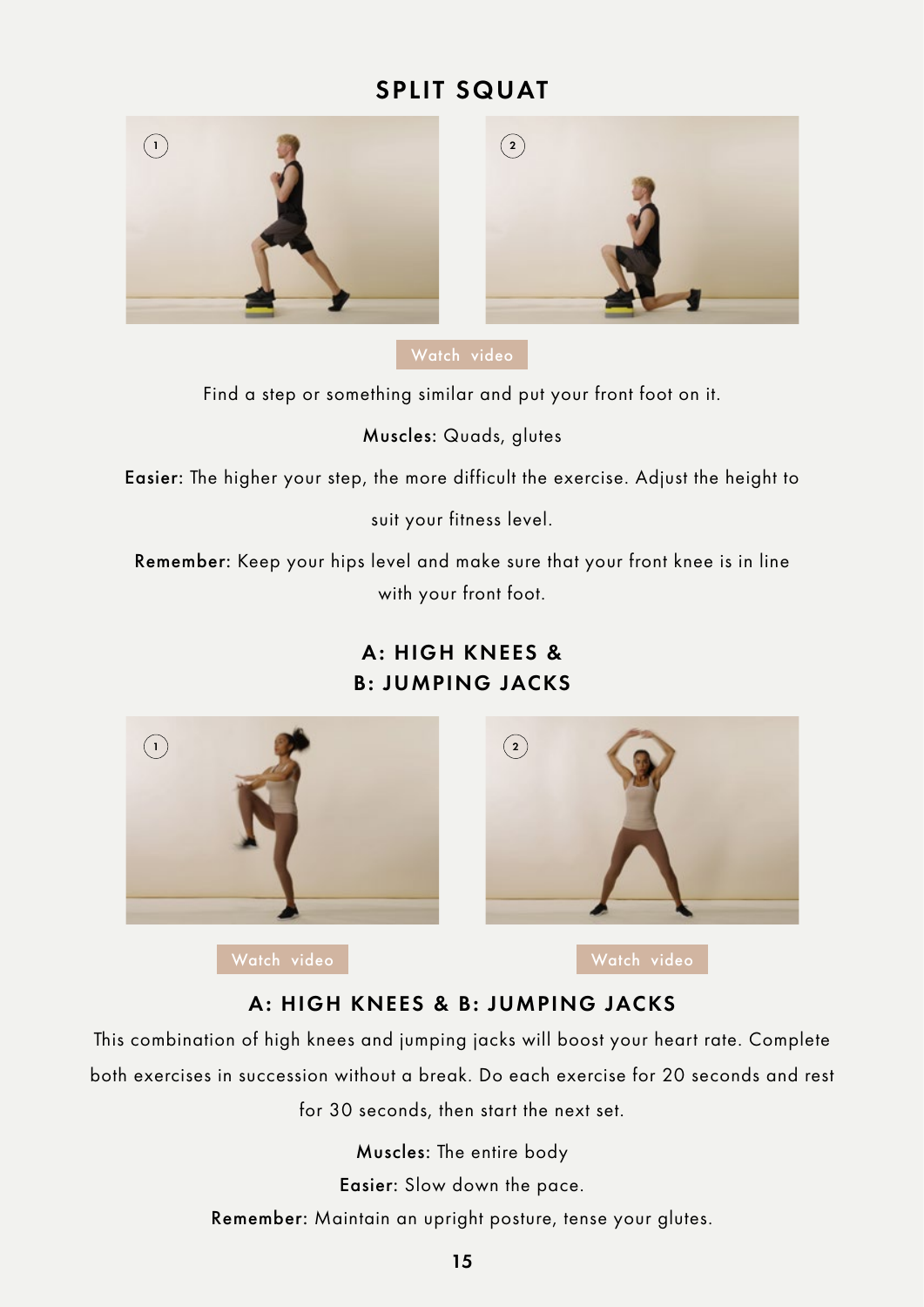## SPLIT SQUAT

Watch video

Find a step or something similar and put your front foot on it.

**Muscles:** Quads, glutes

**Easier:** The higher your step, the more difficult the exercise. Adjust the height to suit your fitness level.

**Remember:** Keep your hips level and make sure that your front knee is in line with your front foot.

## A: HIGH KNEES & B: JUMPING JACKS

Watch video

Watch video

### A: HIGH KNEES & B: JUMPING JACKS

This combination of high knees and jumping jacks will boost your heart rate. Complete both exercises in succession without a break. Do each exercise for 20 seconds and rest for 30 seconds, then start the next set.

**Muscles:** The entire body

**Easier:** Slow down the pace.

**Remember:** Maintain an upright posture, tense your glutes.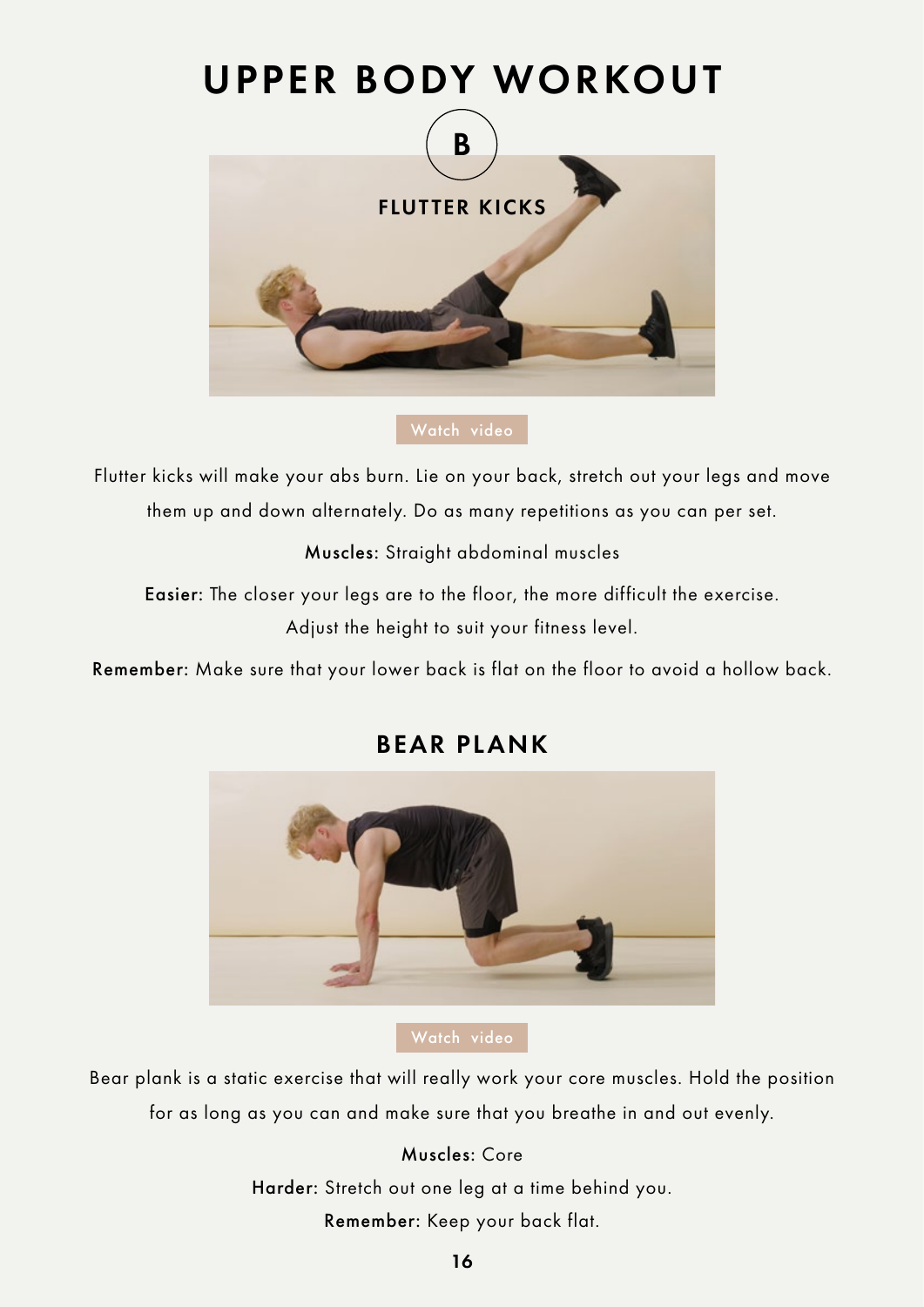# UPPER BODY WORKOUT

B

## FLUTTER KICKS

Watch video

Flutter kicks will make your abs burn. Lie on your back, stretch out your legs and move them up and down alternately. Do as many repetitions as you can per set.

**Muscles:** Straight abdominal muscles

**Easier:** The closer your legs are to the floor, the more difficult the exercise. Adjust the height to suit your fitness level.

**Remember:** Make sure that your lower back is flat on the floor to avoid a hollow back.

## BEAR PLANK

Watch video

Bear plank is a static exercise that will really work your core muscles. Hold the position for as long as you can and make sure that you breathe in and out evenly.

**Muscles:** Core

**Harder:** Stretch out one leg at a time behind you.

**Remember:** Keep your back flat.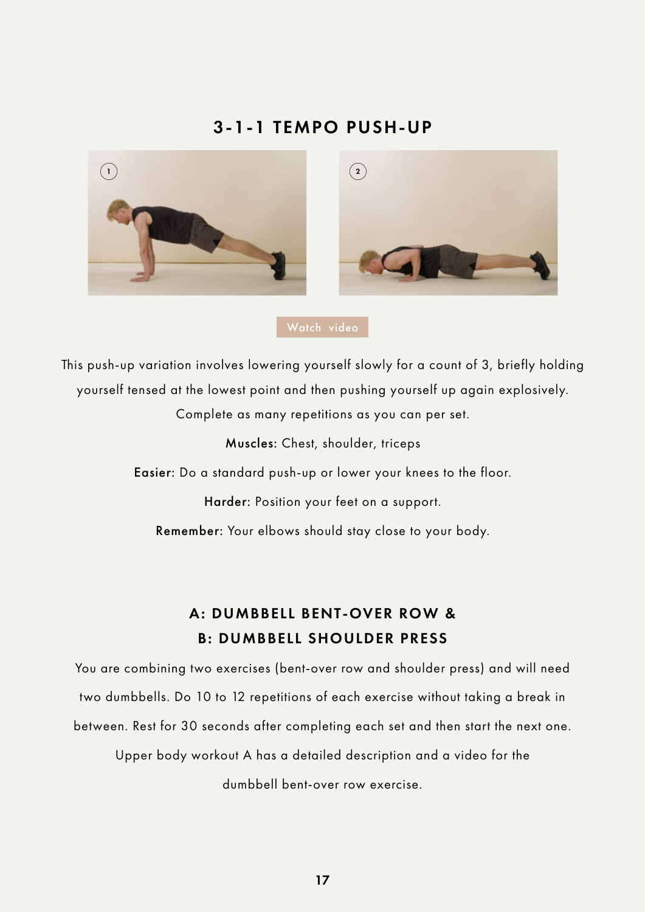## 3-1-1 TEMPO PUSH-UP

Watch video

This push-up variation involves lowering yourself slowly for a count of 3, briefly holding yourself tensed at the lowest point and then pushing yourself up again explosively. Complete as many repetitions as you can per set.

**Muscles:** Chest, shoulder, triceps

**Easier:** Do a standard push-up or lower your knees to the floor.

**Harder:** Position your feet on a support.

**Remember:** Your elbows should stay close to your body.

## A: DUMBBELL BENT-OVER ROW & B: DUMBBELL SHOULDER PRESS

You are combining two exercises (bent-over row and shoulder press) and will need two dumbbells. Do 10 to 12 repetitions of each exercise without taking a break in between. Rest for 30 seconds after completing each set and then start the next one. Upper body workout A has a detailed description and a video for the dumbbell bent-over row exercise.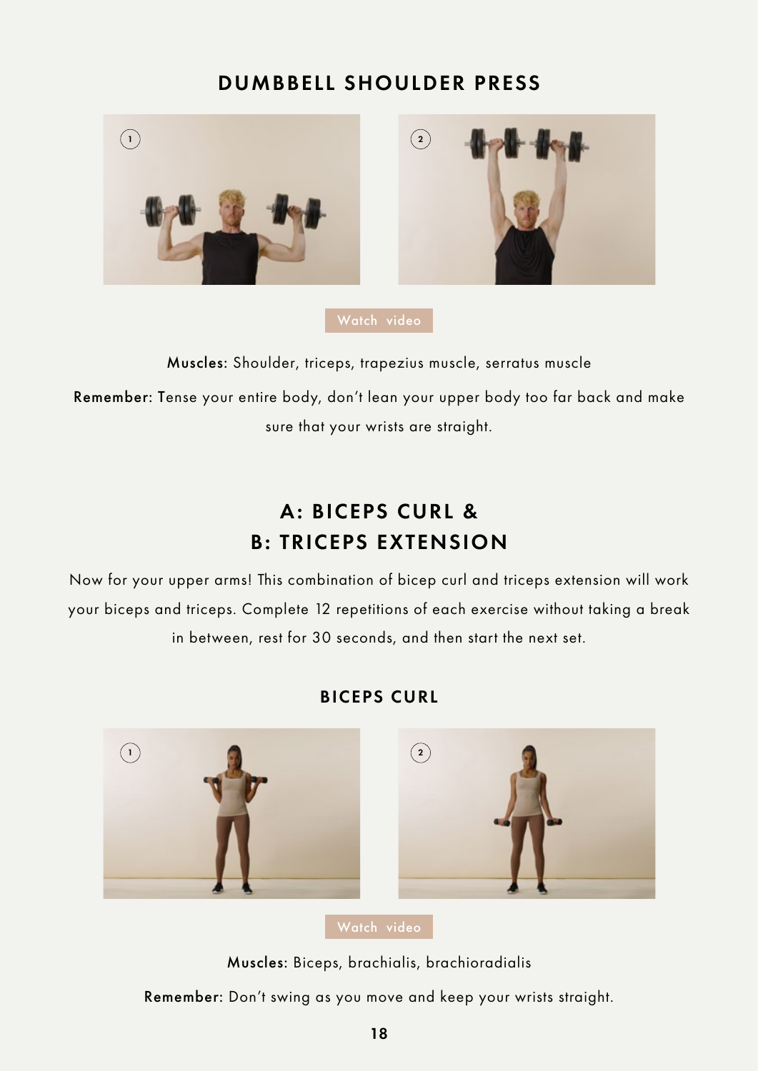## DUMBBELL SHOULDER PRESS

Watch video

**Muscles:** Shoulder, triceps, trapezius muscle, serratus muscle

**Remember:** Tense your entire body, don't lean your upper body too far back and make sure that your wrists are straight.

## A: BICEPS CURL & B: TRICEPS EXTENSION

Now for your upper arms! This combination of bicep curl and triceps extension will work your biceps and triceps. Complete 12 repetitions of each exercise without taking a break in between, rest for 30 seconds, and then start the next set.

### BICEPS CURL

Watch video

**Muscles:** Biceps, brachialis, brachioradialis

**Remember:** Don't swing as you move and keep your wrists straight.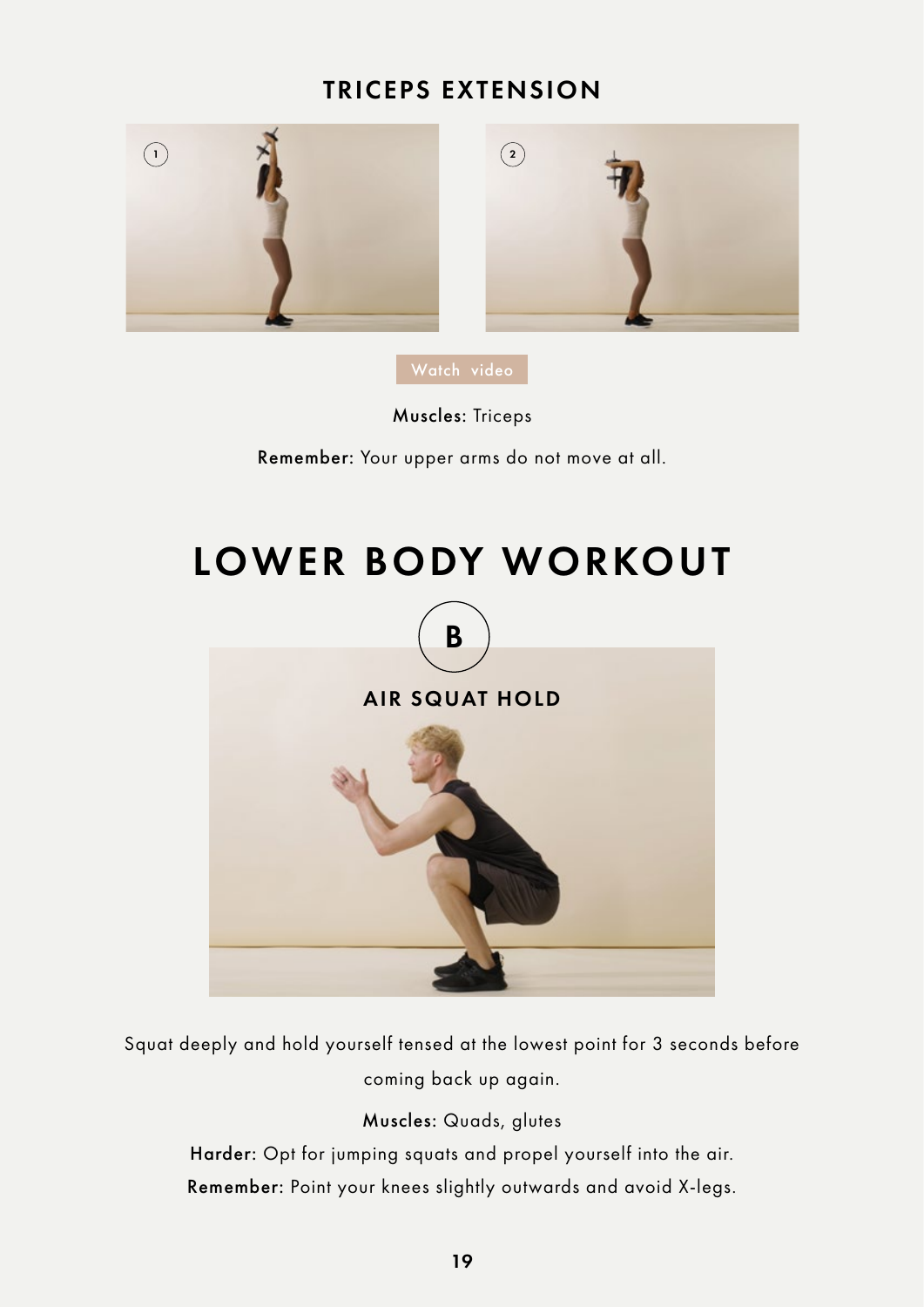## TRICEPS EXTENSION

Watch video

**Muscles:** Triceps

**Remember:** Your upper arms do not move at all.

# LOWER BODY WORKOUT

B

## AIR SQUAT HOLD

Squat deeply and hold yourself tensed at the lowest point for 3 seconds before coming back up again.

**Muscles:** Quads, glutes

**Harder:** Opt for jumping squats and propel yourself into the air.

**Remember:** Point your knees slightly outwards and avoid X-legs.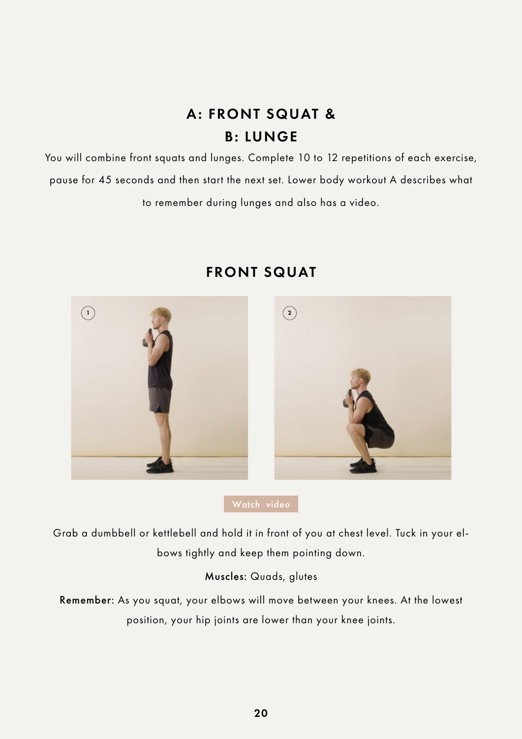# A: FRONT SQUAT & B: LUNGE

You will combine front squats and lunges. Complete 10 to 12 repetitions of each exercise, pause for 45 seconds and then start the next set. Lower body workout A describes what to remember during lunges and also has a video.

## FRONT SQUAT

1

2

Watch video

Grab a dumbbell or kettlebell and hold it in front of you at chest level. Tuck in your elbows tightly and keep them pointing down.

**Muscles:** Quads, glutes

**Remember:** As you squat, your elbows will move between your knees. At the lowest position, your hip joints are lower than your knee joints.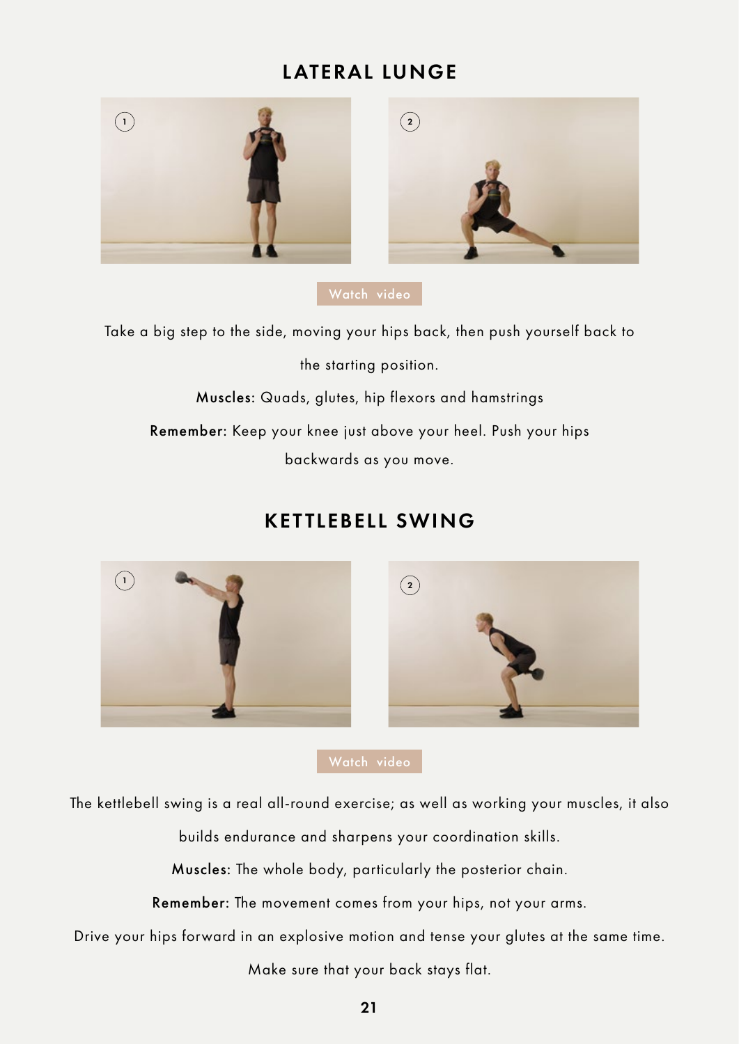## LATERAL LUNGE

Watch video

Take a big step to the side, moving your hips back, then push yourself back to the starting position.

**Muscles:** Quads, glutes, hip flexors and hamstrings

**Remember:** Keep your knee just above your heel. Push your hips backwards as you move.

## KETTLEBELL SWING

Watch video

The kettlebell swing is a real all-round exercise; as well as working your muscles, it also builds endurance and sharpens your coordination skills.

**Muscles:** The whole body, particularly the posterior chain.

**Remember:** The movement comes from your hips, not your arms.

Drive your hips forward in an explosive motion and tense your glutes at the same time.

Make sure that your back stays flat.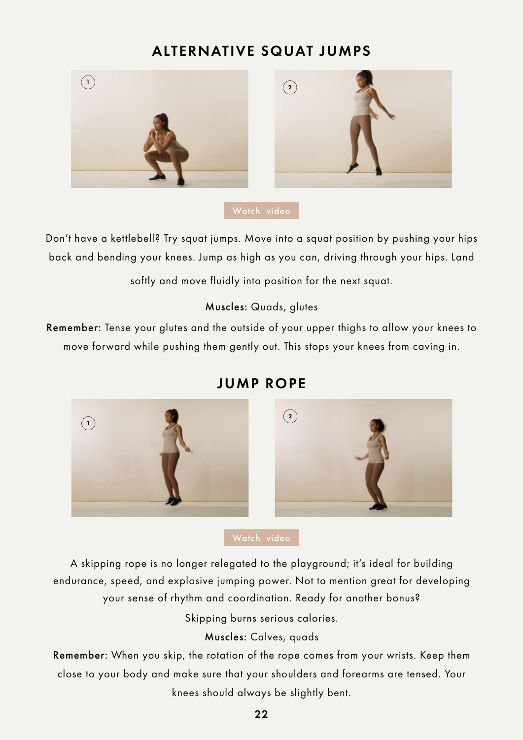## ALTERNATIVE SQUAT JUMPS

Watch video

Don't have a kettlebell? Try squat jumps. Move into a squat position by pushing your hips back and bending your knees. Jump as high as you can, driving through your hips. Land softly and move fluidly into position for the next squat.

**Muscles:** Quads, glutes

**Remember:** Tense your glutes and the outside of your upper thighs to allow your knees to move forward while pushing them gently out. This stops your knees from caving in.

## JUMP ROPE

Watch video

A skipping rope is no longer relegated to the playground; it's ideal for building endurance, speed, and explosive jumping power. Not to mention great for developing your sense of rhythm and coordination. Ready for another bonus? Skipping burns serious calories.

**Muscles:** Calves, quads

**Remember:** When you skip, the rotation of the rope comes from your wrists. Keep them close to your body and make sure that your shoulders and forearms are tensed. Your knees should always be slightly bent.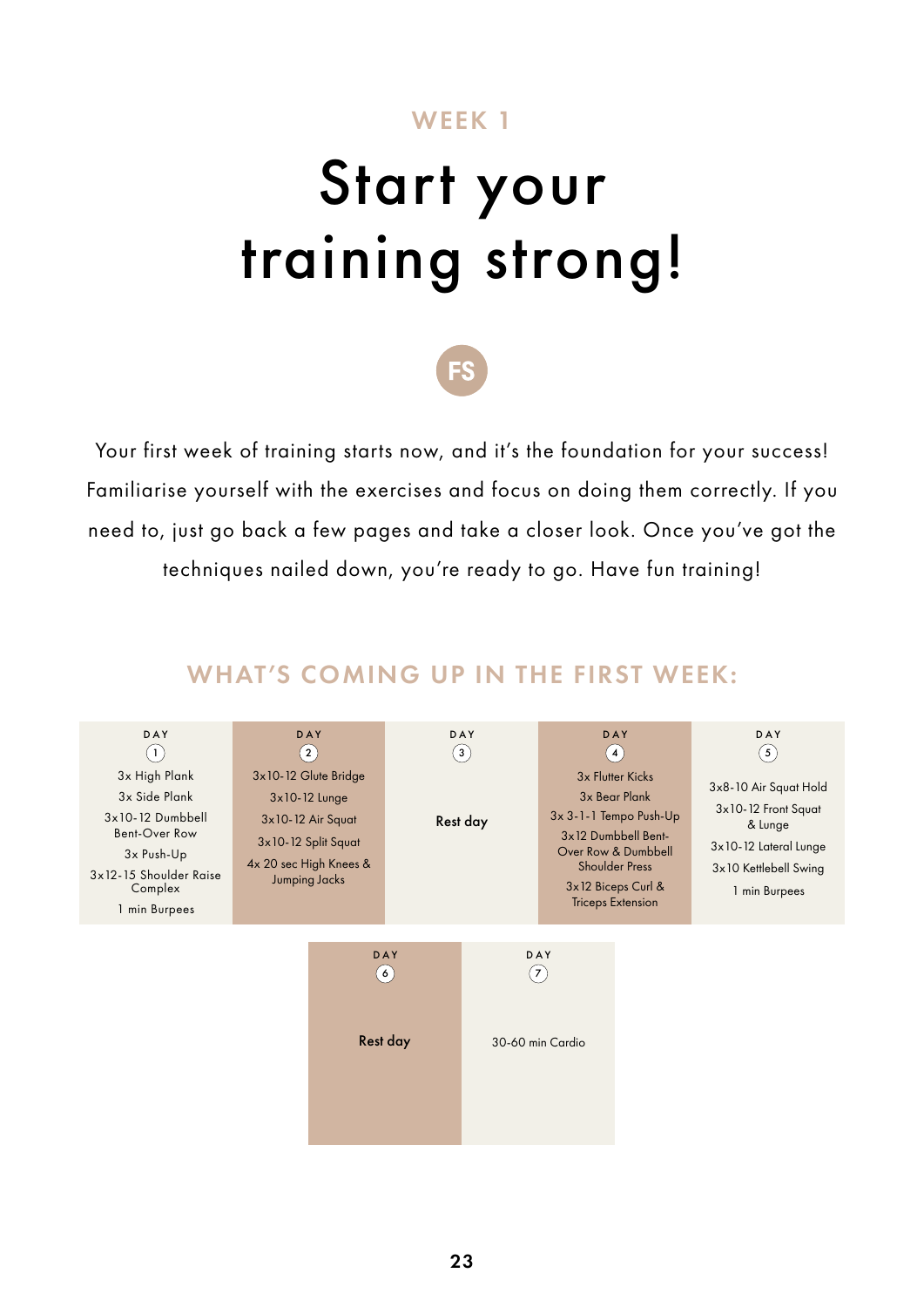WEEK 1

# Start your training strong!

FS

Your first week of training starts now, and it's the foundation for your success! Familiarise yourself with the exercises and focus on doing them correctly. If you need to, just go back a few pages and take a closer look. Once you've got the techniques nailed down, you're ready to go. Have fun training!

## WHAT'S COMING UP IN THE FIRST WEEK:

| DAY 1 | DAY 2 | DAY 3 | DAY 4 | DAY 5 |
|---|---|---|---|---|
| 3x High Plank<br>3x Side Plank<br>3x10-12 Dumbbell Bent-Over Row<br>3x Push-Up<br>3x12-15 Shoulder Raise Complex<br>1 min Burpees | 3x10-12 Glute Bridge<br>3x10-12 Lunge<br>3x10-12 Air Squat<br>3x10-12 Split Squat<br>4x 20 sec High Knees & Jumping Jacks | Rest day | 3x Flutter Kicks<br>3x Bear Plank<br>3x 3-1-1 Tempo Push-Up<br>3x12 Dumbbell Bent-Over Row & Dumbbell Shoulder Press<br>3x12 Biceps Curl & Triceps Extension | 3x8-10 Air Squat Hold<br>3x10-12 Front Squat & Lunge<br>3x10-12 Lateral Lunge<br>3x10 Kettlebell Swing<br>1 min Burpees |

| DAY 6 | DAY 7 |
|---|---|
| Rest day | 30-60 min Cardio |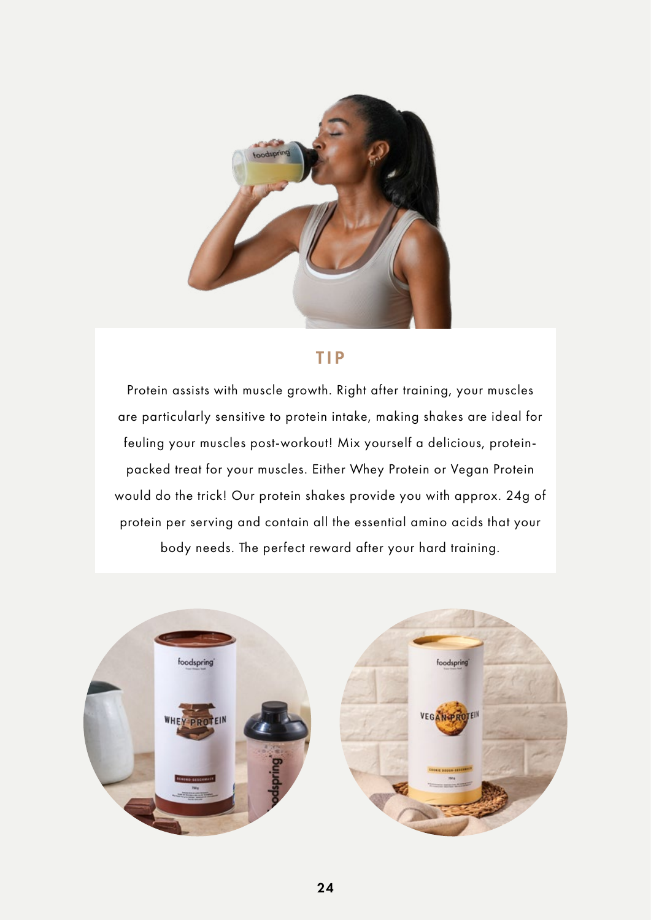## TIP

Protein assists with muscle growth. Right after training, your muscles are particularly sensitive to protein intake, making shakes are ideal for feuling your muscles post-workout! Mix yourself a delicious, protein-packed treat for your muscles. Either Whey Protein or Vegan Protein would do the trick! Our protein shakes provide you with approx. 24g of protein per serving and contain all the essential amino acids that your body needs. The perfect reward after your hard training.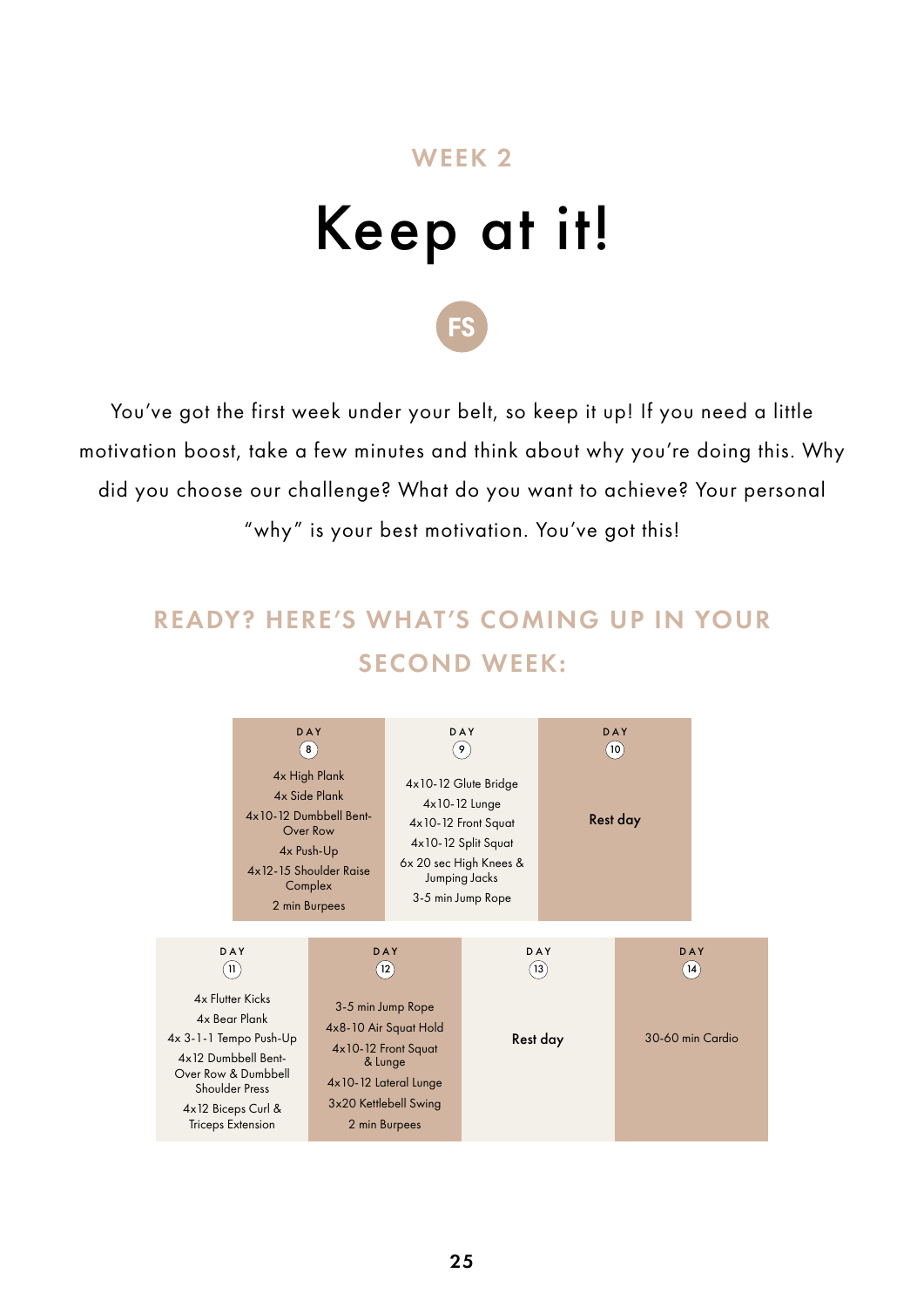WEEK 2

# Keep at it!

FS

You've got the first week under your belt, so keep it up! If you need a little motivation boost, take a few minutes and think about why you're doing this. Why did you choose our challenge? What do you want to achieve? Your personal "why" is your best motivation. You've got this!

## READY? HERE'S WHAT'S COMING UP IN YOUR SECOND WEEK:

| DAY 8 | DAY 9 | DAY 10 |
|---|---|---|
| 4x High Plank<br>4x Side Plank<br>4x10-12 Dumbbell Bent-Over Row<br>4x Push-Up<br>4x12-15 Shoulder Raise Complex<br>2 min Burpees | 4x10-12 Glute Bridge<br>4x10-12 Lunge<br>4x10-12 Front Squat<br>4x10-12 Split Squat<br>6x 20 sec High Knees & Jumping Jacks<br>3-5 min Jump Rope | **Rest day** |

| DAY 11 | DAY 12 | DAY 13 | DAY 14 |
|---|---|---|---|
| 4x Flutter Kicks<br>4x Bear Plank<br>4x 3-1-1 Tempo Push-Up<br>4x12 Dumbbell Bent-Over Row & Dumbbell Shoulder Press<br>4x12 Biceps Curl & Triceps Extension | 3-5 min Jump Rope<br>4x8-10 Air Squat Hold<br>4x10-12 Front Squat & Lunge<br>4x10-12 Lateral Lunge<br>3x20 Kettlebell Swing<br>2 min Burpees | **Rest day** | 30-60 min Cardio |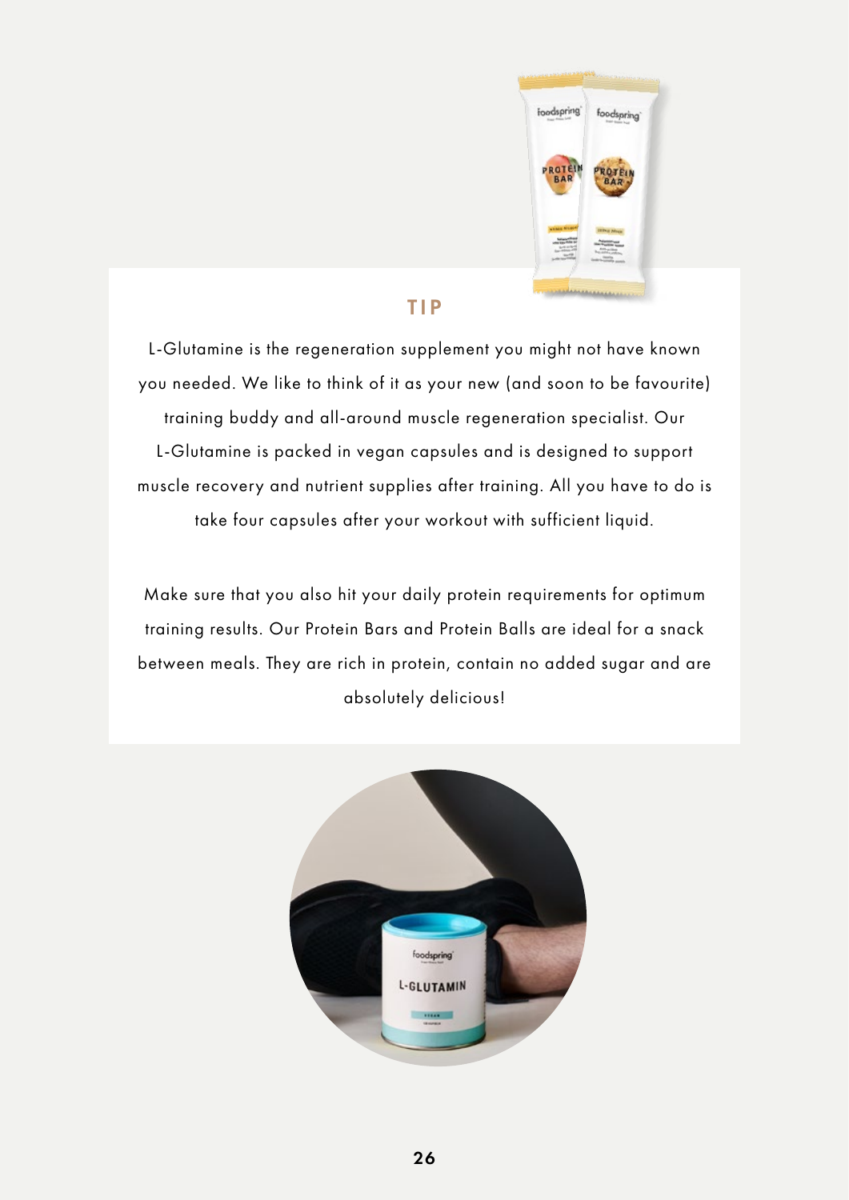## TIP

L-Glutamine is the regeneration supplement you might not have known you needed. We like to think of it as your new (and soon to be favourite) training buddy and all-around muscle regeneration specialist. Our L-Glutamine is packed in vegan capsules and is designed to support muscle recovery and nutrient supplies after training. All you have to do is take four capsules after your workout with sufficient liquid.

Make sure that you also hit your daily protein requirements for optimum training results. Our Protein Bars and Protein Balls are ideal for a snack between meals. They are rich in protein, contain no added sugar and are absolutely delicious!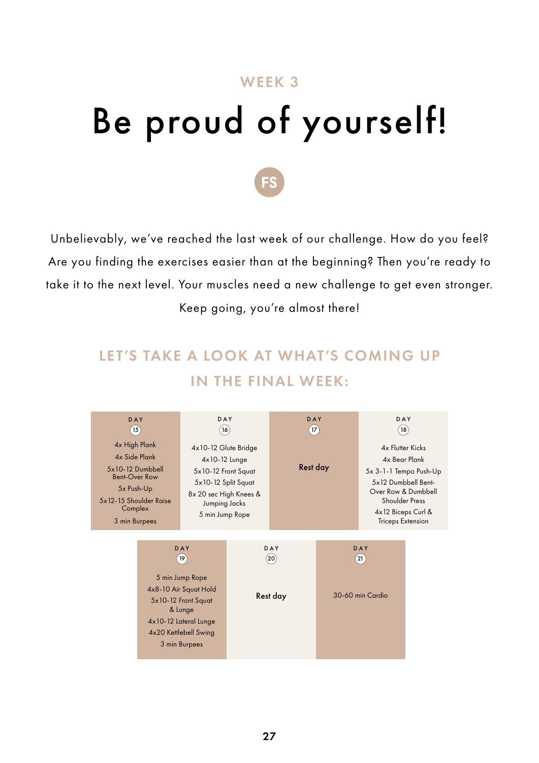WEEK 3

# Be proud of yourself!

FS

Unbelievably, we've reached the last week of our challenge. How do you feel? Are you finding the exercises easier than at the beginning? Then you're ready to take it to the next level. Your muscles need a new challenge to get even stronger. Keep going, you're almost there!

## LET'S TAKE A LOOK AT WHAT'S COMING UP IN THE FINAL WEEK:

| DAY 15 | DAY 16 | DAY 17 | DAY 18 |
|---|---|---|---|
| 4x High Plank<br>4x Side Plank<br>5x10-12 Dumbbell Bent-Over Row<br>5x Push-Up<br>5x12-15 Shoulder Raise Complex<br>3 min Burpees | 4x10-12 Glute Bridge<br>4x10-12 Lunge<br>5x10-12 Front Squat<br>5x10-12 Split Squat<br>8x 20 sec High Knees & Jumping Jacks<br>5 min Jump Rope | Rest day | 4x Flutter Kicks<br>4x Bear Plank<br>5x 3-1-1 Tempo Push-Up<br>5x12 Dumbbell Bent-Over Row & Dumbbell Shoulder Press<br>4x12 Biceps Curl & Triceps Extension |

| DAY 19 | DAY 20 | DAY 21 |
|---|---|---|
| 5 min Jump Rope<br>4x8-10 Air Squat Hold<br>5x10-12 Front Squat & Lunge<br>4x10-12 Lateral Lunge<br>4x20 Kettlebell Swing<br>3 min Burpees | Rest day | 30-60 min Cardio |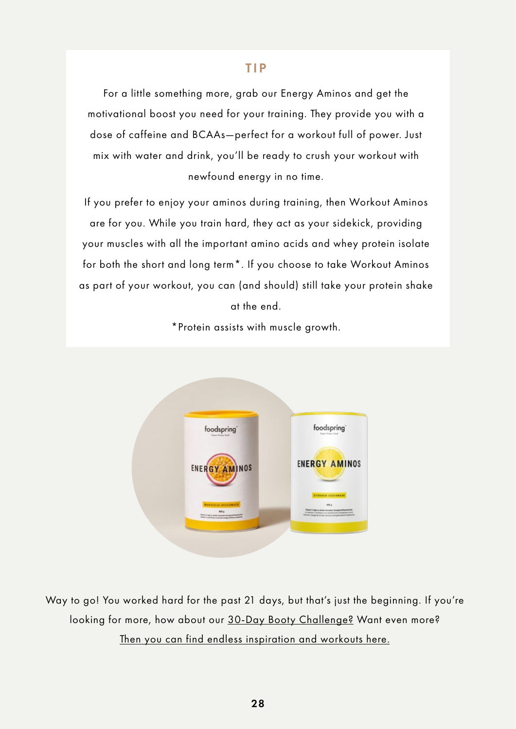## TIP

For a little something more, grab our Energy Aminos and get the motivational boost you need for your training. They provide you with a dose of caffeine and BCAAs—perfect for a workout full of power. Just mix with water and drink, you'll be ready to crush your workout with newfound energy in no time.

If you prefer to enjoy your aminos during training, then Workout Aminos are for you. While you train hard, they act as your sidekick, providing your muscles with all the important amino acids and whey protein isolate for both the short and long term*. If you choose to take Workout Aminos as part of your workout, you can (and should) still take your protein shake at the end.

*Protein assists with muscle growth.

Way to go! You worked hard for the past 21 days, but that's just the beginning. If you're looking for more, how about our 30-Day Booty Challenge? Want even more? Then you can find endless inspiration and workouts here.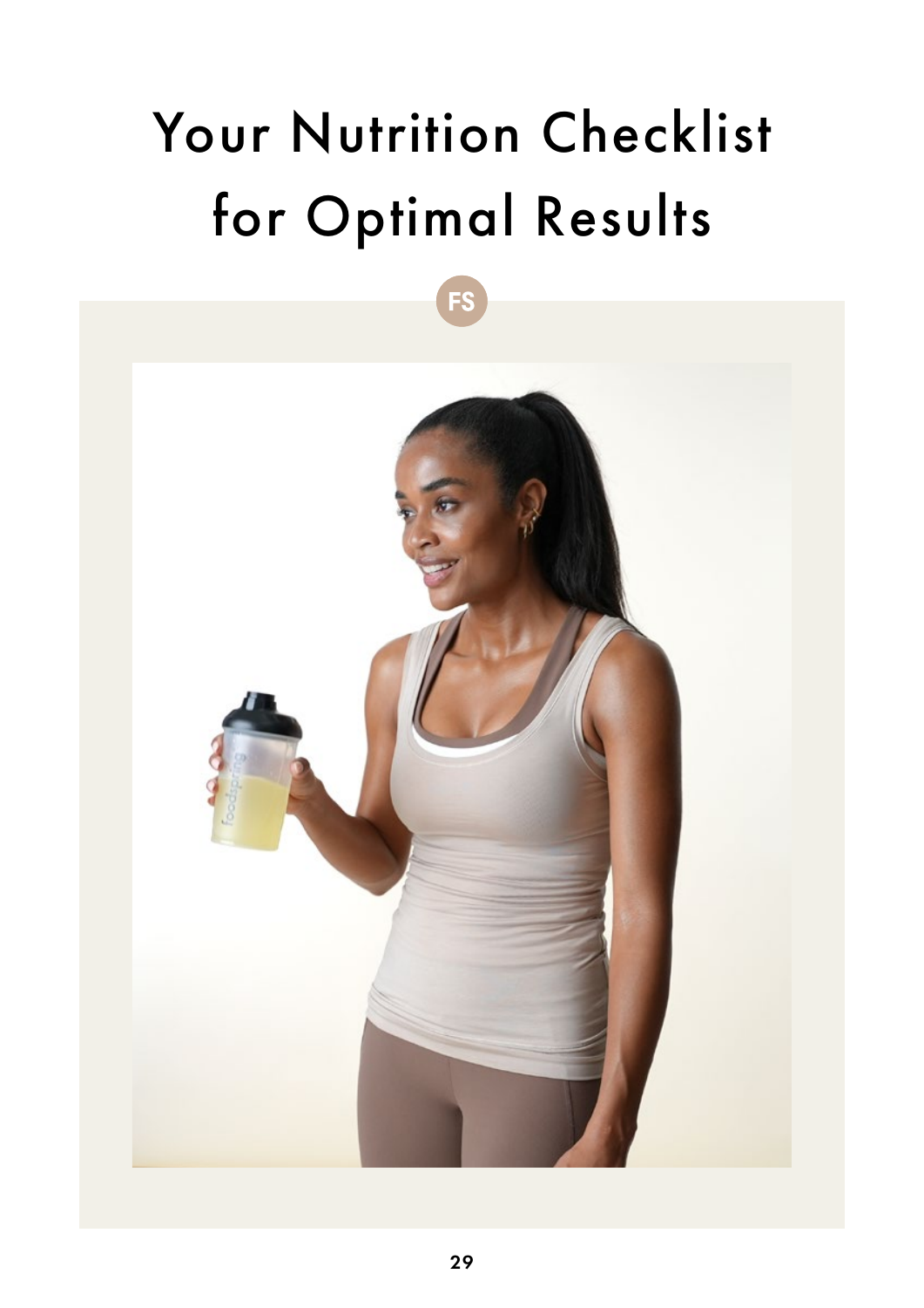# Your Nutrition Checklist for Optimal Results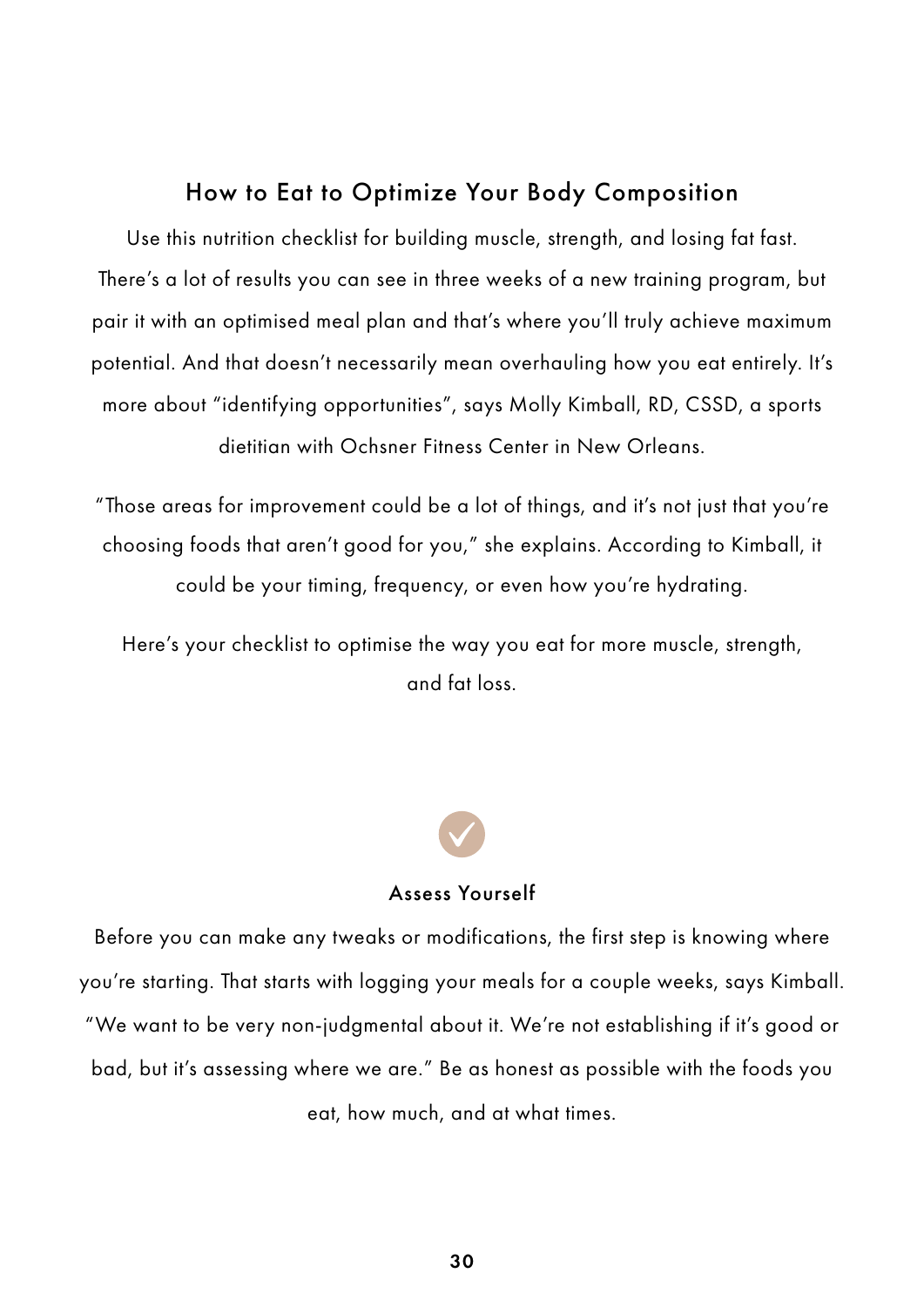## How to Eat to Optimize Your Body Composition

Use this nutrition checklist for building muscle, strength, and losing fat fast. There's a lot of results you can see in three weeks of a new training program, but pair it with an optimised meal plan and that's where you'll truly achieve maximum potential. And that doesn't necessarily mean overhauling how you eat entirely. It's more about "identifying opportunities", says Molly Kimball, RD, CSSD, a sports dietitian with Ochsner Fitness Center in New Orleans.

"Those areas for improvement could be a lot of things, and it's not just that you're choosing foods that aren't good for you," she explains. According to Kimball, it could be your timing, frequency, or even how you're hydrating.

Here's your checklist to optimise the way you eat for more muscle, strength, and fat loss.

### Assess Yourself

Before you can make any tweaks or modifications, the first step is knowing where you're starting. That starts with logging your meals for a couple weeks, says Kimball. "We want to be very non-judgmental about it. We're not establishing if it's good or bad, but it's assessing where we are." Be as honest as possible with the foods you eat, how much, and at what times.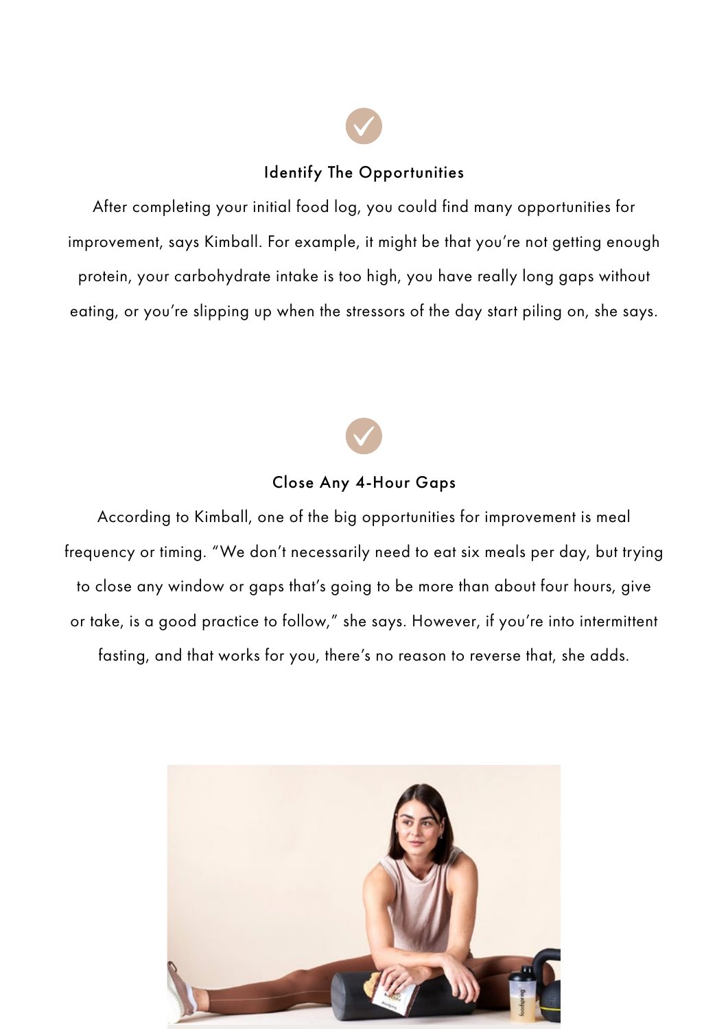### Identify The Opportunities

After completing your initial food log, you could find many opportunities for improvement, says Kimball. For example, it might be that you're not getting enough protein, your carbohydrate intake is too high, you have really long gaps without eating, or you're slipping up when the stressors of the day start piling on, she says.

### Close Any 4-Hour Gaps

According to Kimball, one of the big opportunities for improvement is meal frequency or timing. "We don't necessarily need to eat six meals per day, but trying to close any window or gaps that's going to be more than about four hours, give or take, is a good practice to follow," she says. However, if you're into intermittent fasting, and that works for you, there's no reason to reverse that, she adds.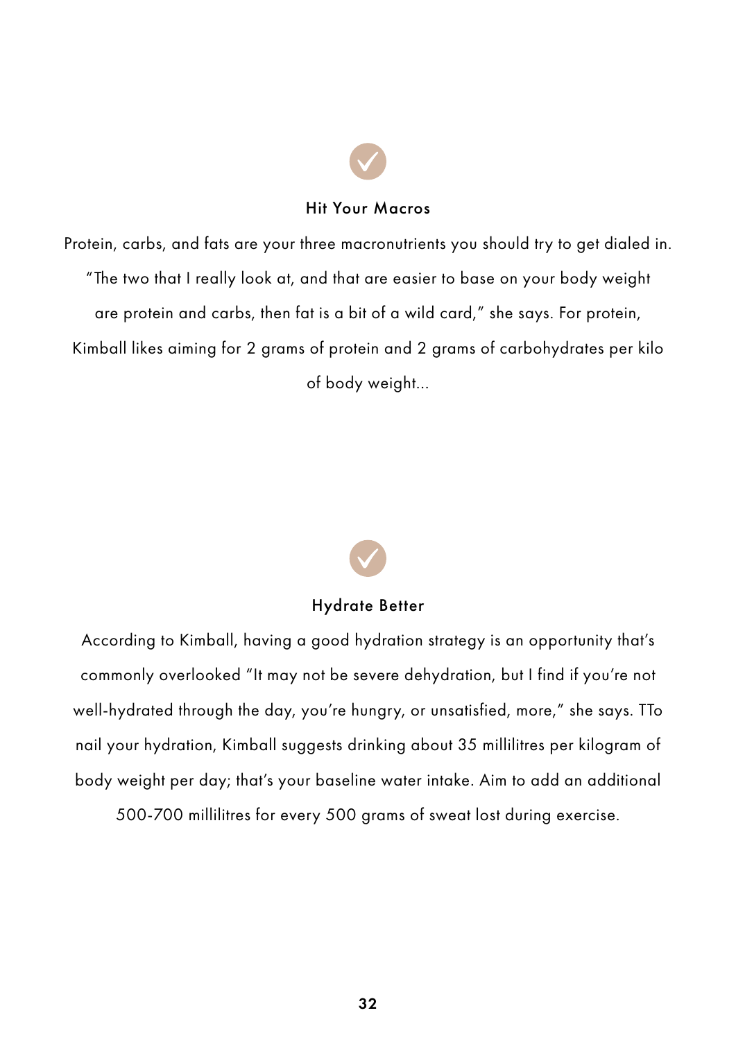### Hit Your Macros

Protein, carbs, and fats are your three macronutrients you should try to get dialed in. "The two that I really look at, and that are easier to base on your body weight are protein and carbs, then fat is a bit of a wild card," she says. For protein, Kimball likes aiming for 2 grams of protein and 2 grams of carbohydrates per kilo of body weight...

### Hydrate Better

According to Kimball, having a good hydration strategy is an opportunity that's commonly overlooked "It may not be severe dehydration, but I find if you're not well-hydrated through the day, you're hungry, or unsatisfied, more," she says. TTo nail your hydration, Kimball suggests drinking about 35 millilitres per kilogram of body weight per day; that's your baseline water intake. Aim to add an additional 500-700 millilitres for every 500 grams of sweat lost during exercise.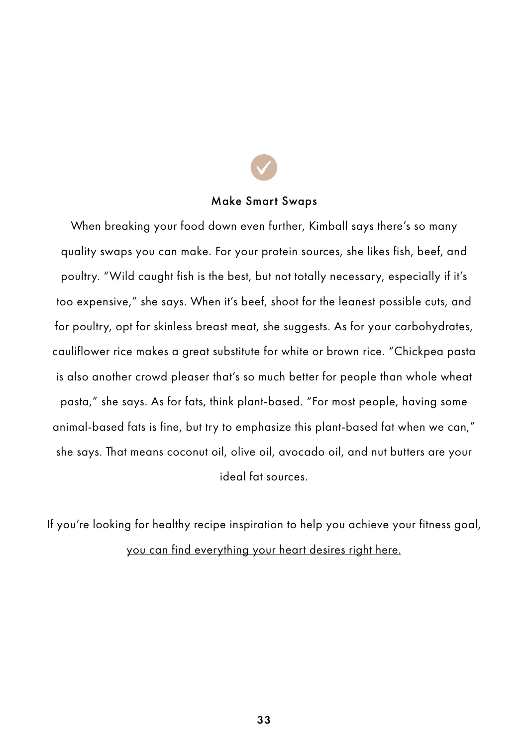### Make Smart Swaps

When breaking your food down even further, Kimball says there's so many quality swaps you can make. For your protein sources, she likes fish, beef, and poultry. "Wild caught fish is the best, but not totally necessary, especially if it's too expensive," she says. When it's beef, shoot for the leanest possible cuts, and for poultry, opt for skinless breast meat, she suggests. As for your carbohydrates, cauliflower rice makes a great substitute for white or brown rice. "Chickpea pasta is also another crowd pleaser that's so much better for people than whole wheat pasta," she says. As for fats, think plant-based. "For most people, having some animal-based fats is fine, but try to emphasize this plant-based fat when we can," she says. That means coconut oil, olive oil, avocado oil, and nut butters are your ideal fat sources.

If you're looking for healthy recipe inspiration to help you achieve your fitness goal, you can find everything your heart desires right here.